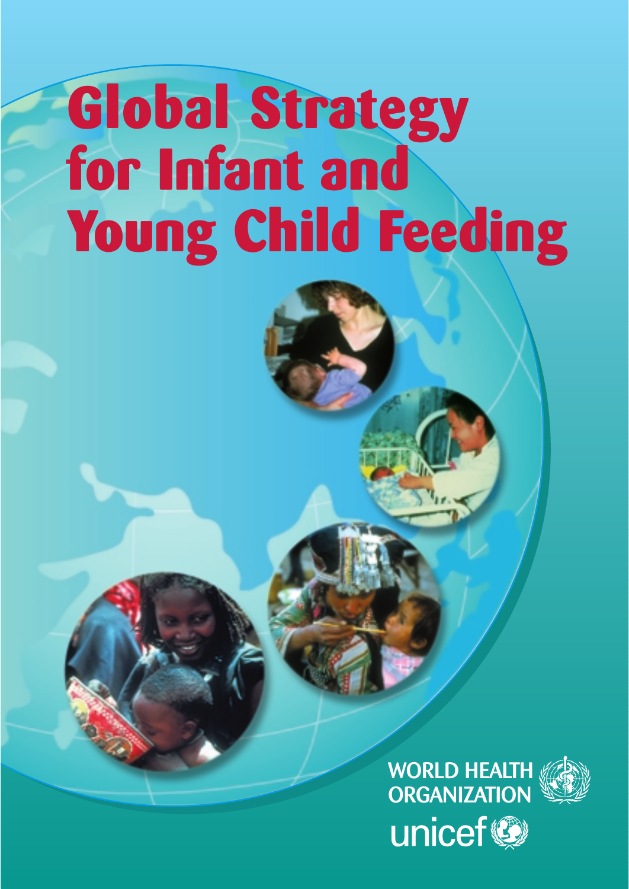# Global Strategy for Infant and Young Child Feeding

WORLD HEALTH ORGANIZATION

unicef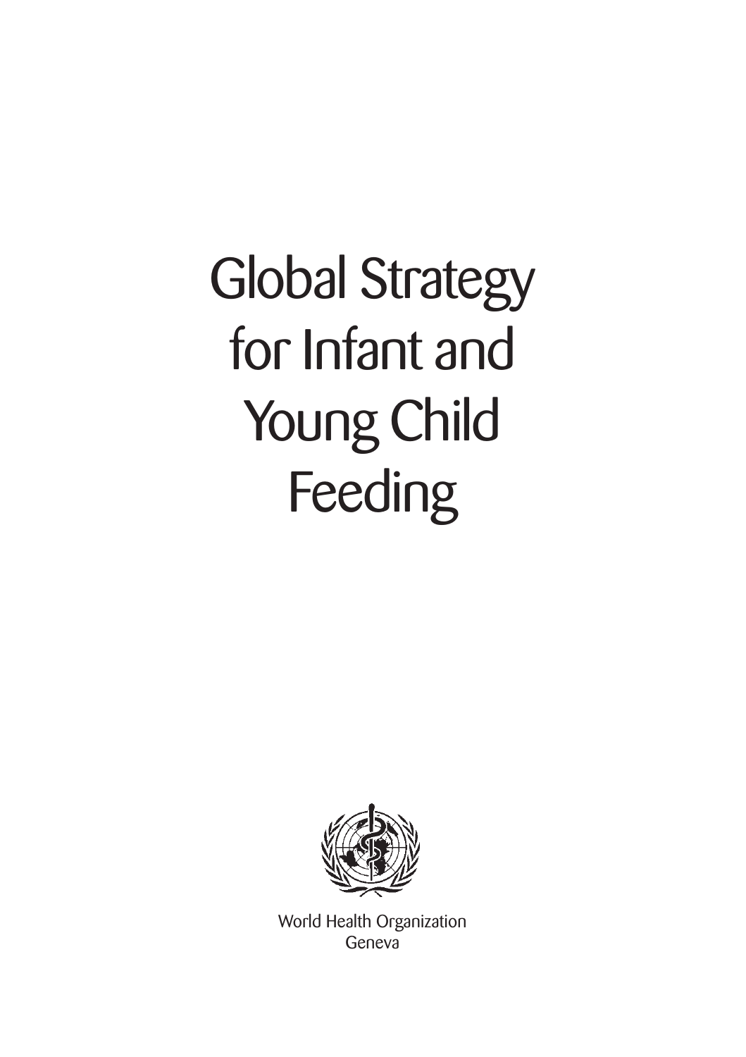# Global Strategy for Infant and Young Child Feeding

World Health Organization
Geneva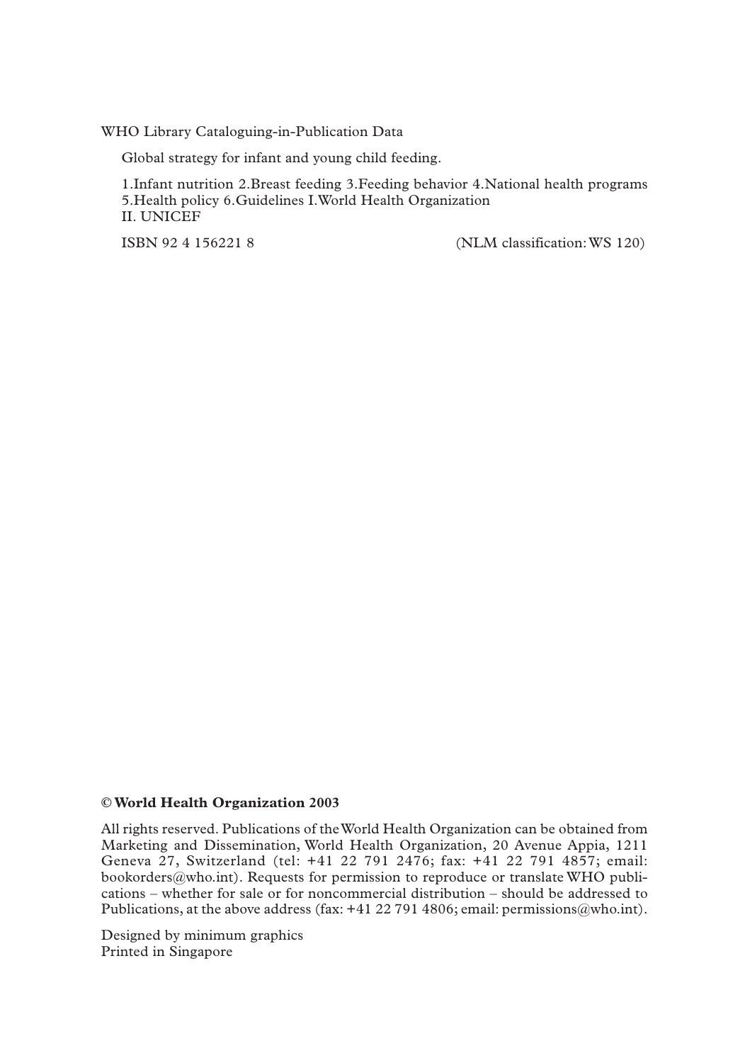WHO Library Cataloguing-in-Publication Data

Global strategy for infant and young child feeding.

1.Infant nutrition 2.Breast feeding 3.Feeding behavior 4.National health programs 5.Health policy 6.Guidelines I.World Health Organization II. UNICEF

ISBN 92 4 156221 8 (NLM classification: WS 120)

**© World Health Organization 2003**

All rights reserved. Publications of the World Health Organization can be obtained from Marketing and Dissemination, World Health Organization, 20 Avenue Appia, 1211 Geneva 27, Switzerland (tel: +41 22 791 2476; fax: +41 22 791 4857; email: bookorders@who.int). Requests for permission to reproduce or translate WHO publications – whether for sale or for noncommercial distribution – should be addressed to Publications, at the above address (fax: +41 22 791 4806; email: permissions@who.int).

Designed by minimum graphics
Printed in Singapore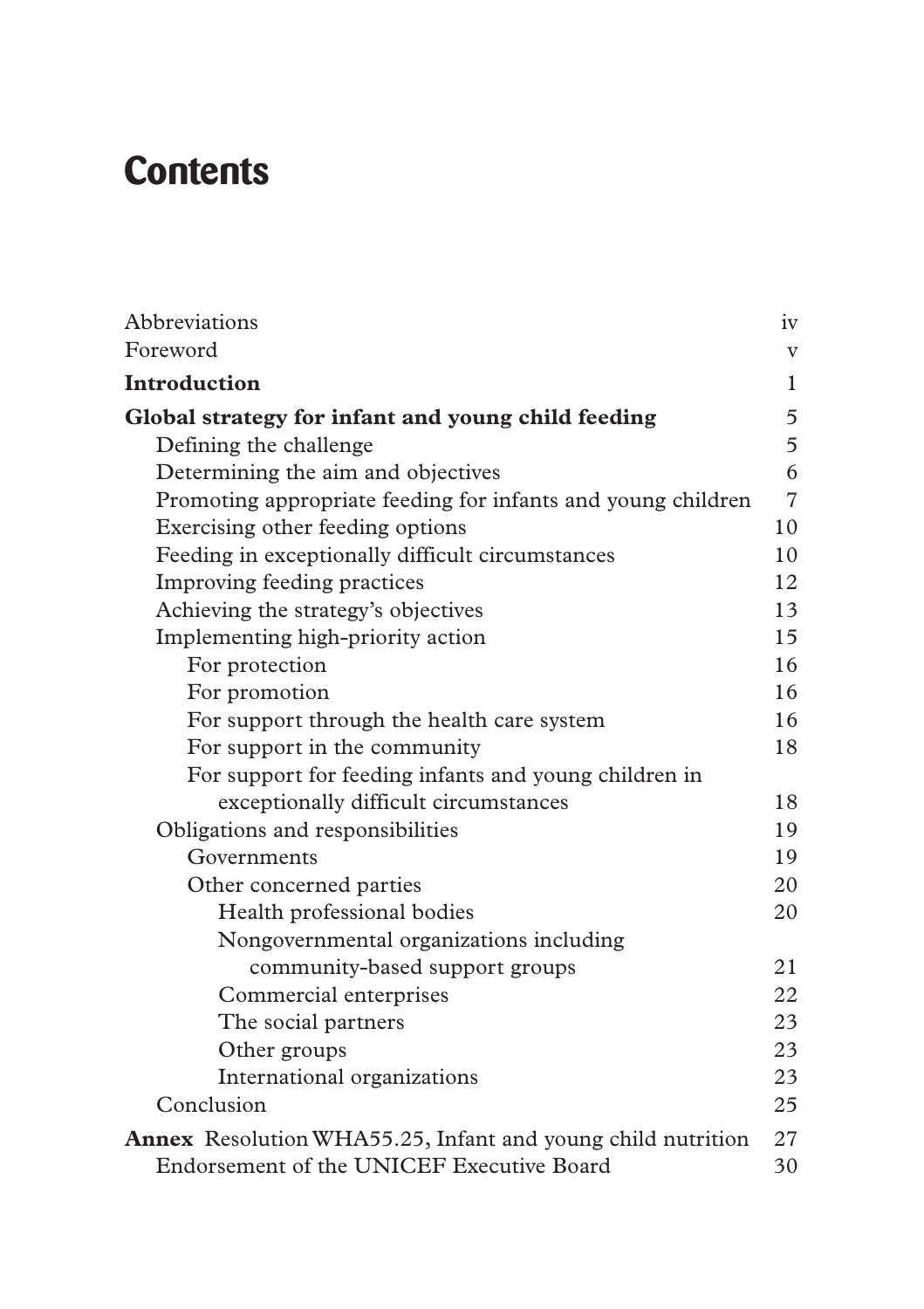# Contents

| | |
|---|---|
| Abbreviations | iv |
| Foreword | v |
| **Introduction** | 1 |
| **Global strategy for infant and young child feeding** | 5 |
| Defining the challenge | 5 |
| Determining the aim and objectives | 6 |
| Promoting appropriate feeding for infants and young children | 7 |
| Exercising other feeding options | 10 |
| Feeding in exceptionally difficult circumstances | 10 |
| Improving feeding practices | 12 |
| Achieving the strategy's objectives | 13 |
| Implementing high-priority action | 15 |
| For protection | 16 |
| For promotion | 16 |
| For support through the health care system | 16 |
| For support in the community | 18 |
| For support for feeding infants and young children in exceptionally difficult circumstances | 18 |
| Obligations and responsibilities | 19 |
| Governments | 19 |
| Other concerned parties | 20 |
| Health professional bodies | 20 |
| Nongovernmental organizations including community-based support groups | 21 |
| Commercial enterprises | 22 |
| The social partners | 23 |
| Other groups | 23 |
| International organizations | 23 |
| Conclusion | 25 |
| **Annex** Resolution WHA55.25, Infant and young child nutrition | 27 |
| Endorsement of the UNICEF Executive Board | 30 |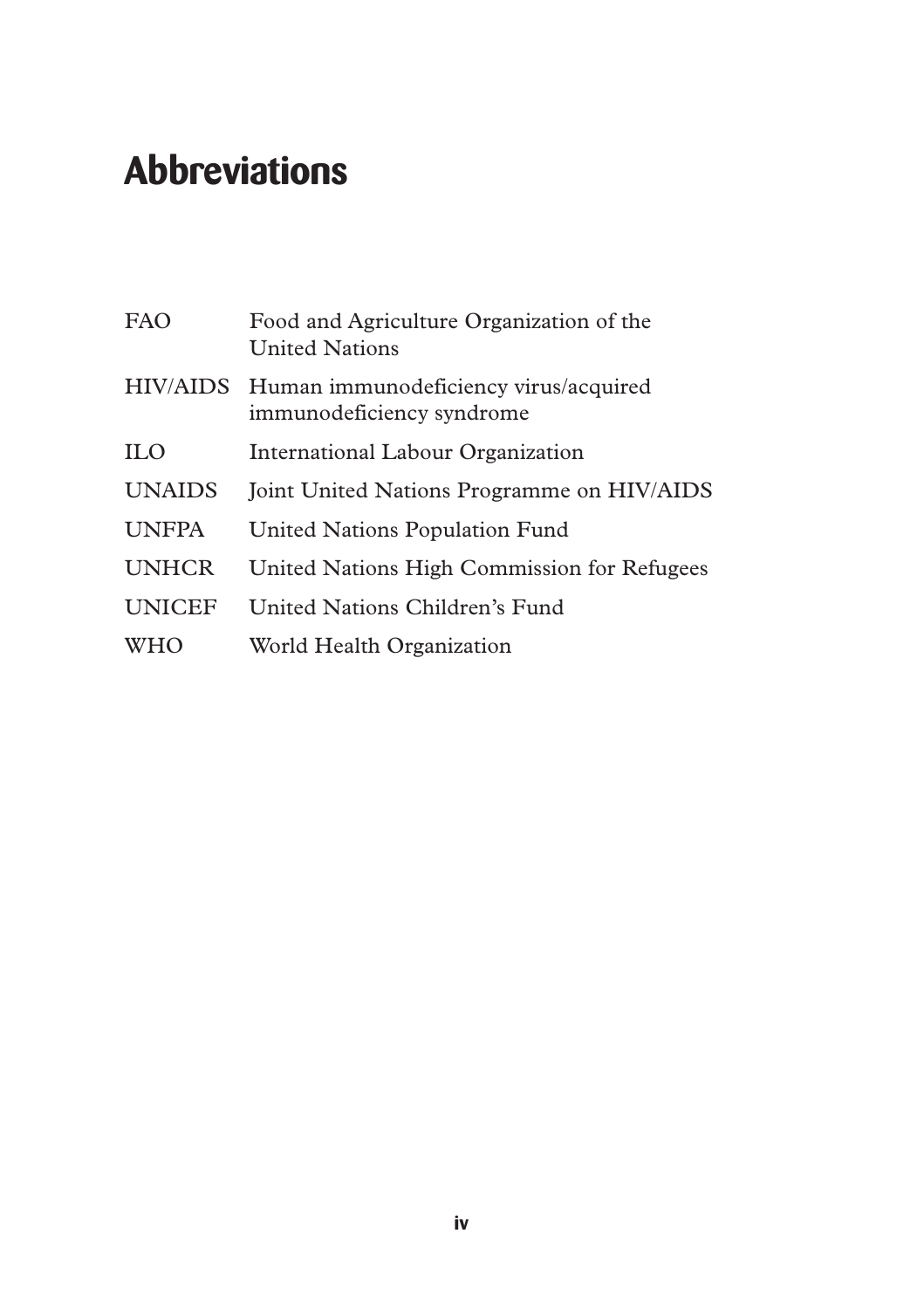# Abbreviations

| | |
|---|---|
| FAO | Food and Agriculture Organization of the United Nations |
| HIV/AIDS | Human immunodeficiency virus/acquired immunodeficiency syndrome |
| ILO | International Labour Organization |
| UNAIDS | Joint United Nations Programme on HIV/AIDS |
| UNFPA | United Nations Population Fund |
| UNHCR | United Nations High Commission for Refugees |
| UNICEF | United Nations Children's Fund |
| WHO | World Health Organization |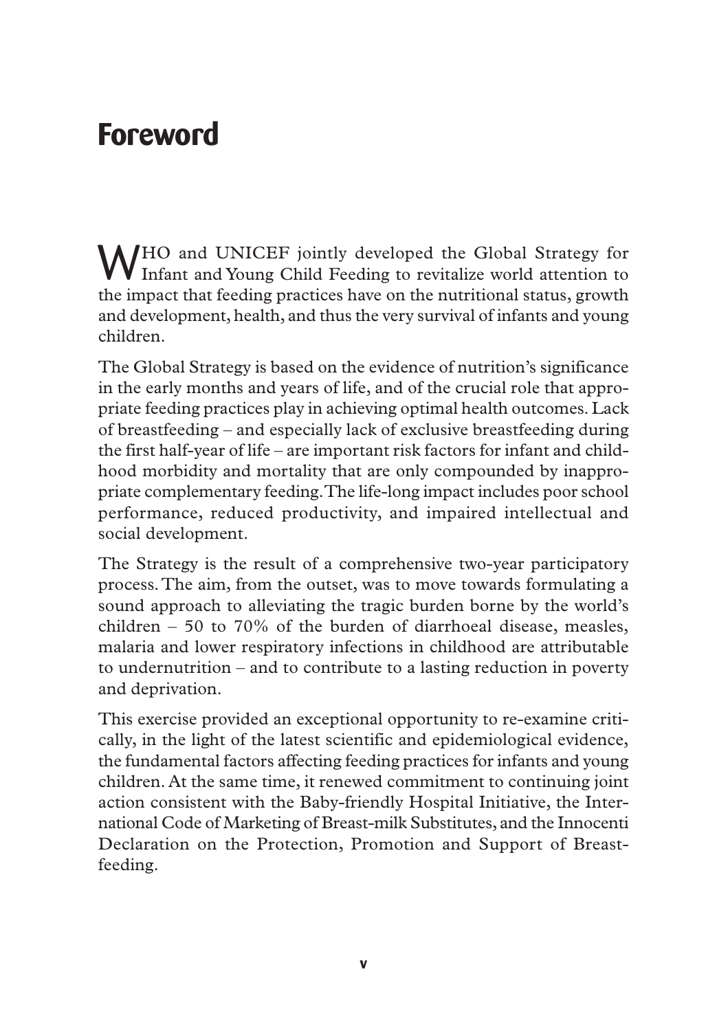# Foreword

WHO and UNICEF jointly developed the Global Strategy for Infant and Young Child Feeding to revitalize world attention to the impact that feeding practices have on the nutritional status, growth and development, health, and thus the very survival of infants and young children.

The Global Strategy is based on the evidence of nutrition's significance in the early months and years of life, and of the crucial role that appropriate feeding practices play in achieving optimal health outcomes. Lack of breastfeeding – and especially lack of exclusive breastfeeding during the first half-year of life – are important risk factors for infant and childhood morbidity and mortality that are only compounded by inappropriate complementary feeding. The life-long impact includes poor school performance, reduced productivity, and impaired intellectual and social development.

The Strategy is the result of a comprehensive two-year participatory process. The aim, from the outset, was to move towards formulating a sound approach to alleviating the tragic burden borne by the world's children – 50 to 70% of the burden of diarrhoeal disease, measles, malaria and lower respiratory infections in childhood are attributable to undernutrition – and to contribute to a lasting reduction in poverty and deprivation.

This exercise provided an exceptional opportunity to re-examine critically, in the light of the latest scientific and epidemiological evidence, the fundamental factors affecting feeding practices for infants and young children. At the same time, it renewed commitment to continuing joint action consistent with the Baby-friendly Hospital Initiative, the International Code of Marketing of Breast-milk Substitutes, and the Innocenti Declaration on the Protection, Promotion and Support of Breastfeeding.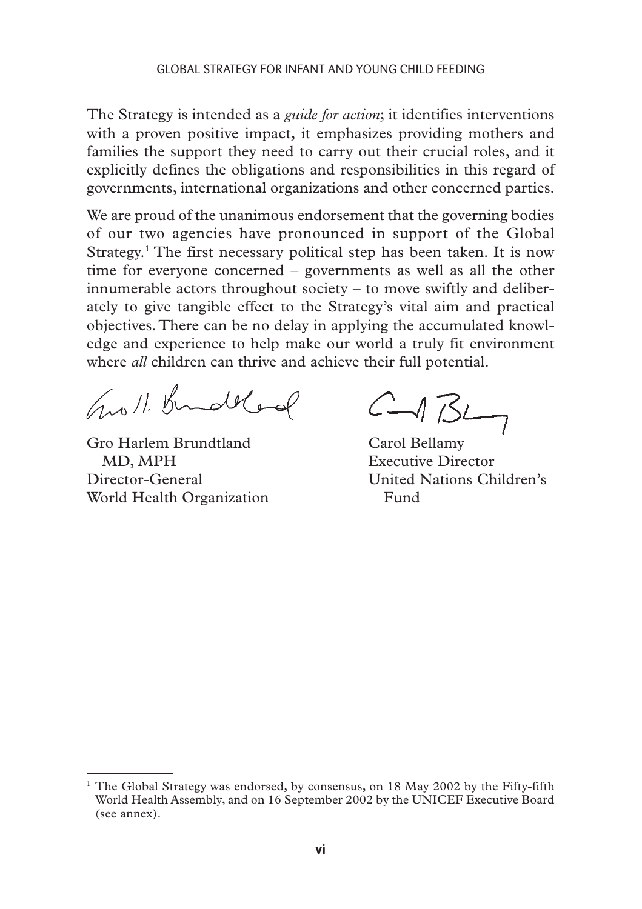The Strategy is intended as a *guide for action*; it identifies interventions with a proven positive impact, it emphasizes providing mothers and families the support they need to carry out their crucial roles, and it explicitly defines the obligations and responsibilities in this regard of governments, international organizations and other concerned parties.

We are proud of the unanimous endorsement that the governing bodies of our two agencies have pronounced in support of the Global Strategy.[1] The first necessary political step has been taken. It is now time for everyone concerned – governments as well as all the other innumerable actors throughout society – to move swiftly and deliberately to give tangible effect to the Strategy's vital aim and practical objectives. There can be no delay in applying the accumulated knowledge and experience to help make our world a truly fit environment where *all* children can thrive and achieve their full potential.

Gro Harlem Brundtland
MD, MPH
Director-General
World Health Organization

Carol Bellamy
Executive Director
United Nations Children's Fund

---

[1] The Global Strategy was endorsed, by consensus, on 18 May 2002 by the Fifty-fifth World Health Assembly, and on 16 September 2002 by the UNICEF Executive Board (see annex).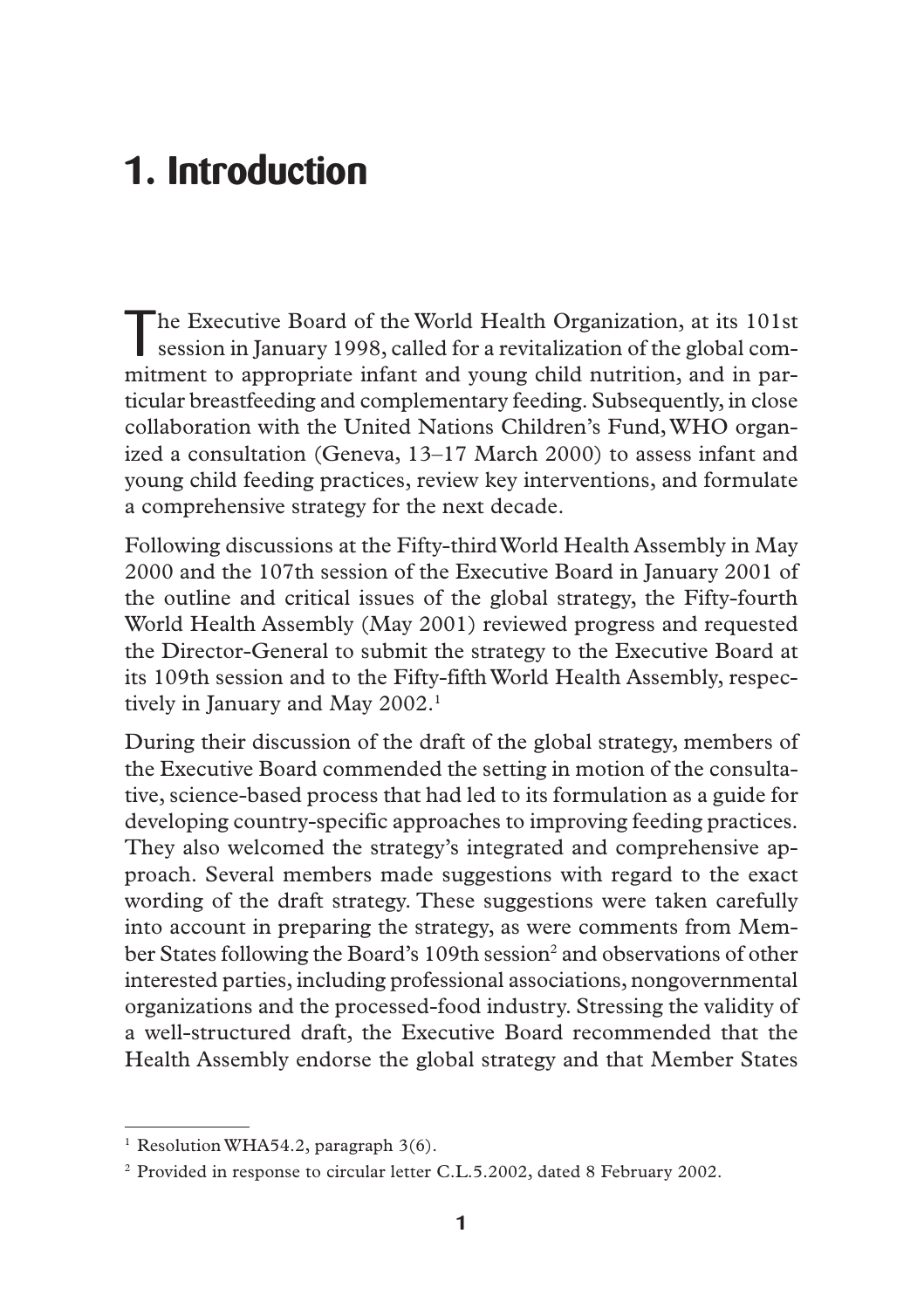# 1. Introduction

The Executive Board of the World Health Organization, at its 101st session in January 1998, called for a revitalization of the global commitment to appropriate infant and young child nutrition, and in particular breastfeeding and complementary feeding. Subsequently, in close collaboration with the United Nations Children's Fund, WHO organized a consultation (Geneva, 13–17 March 2000) to assess infant and young child feeding practices, review key interventions, and formulate a comprehensive strategy for the next decade.

Following discussions at the Fifty-third World Health Assembly in May 2000 and the 107th session of the Executive Board in January 2001 of the outline and critical issues of the global strategy, the Fifty-fourth World Health Assembly (May 2001) reviewed progress and requested the Director-General to submit the strategy to the Executive Board at its 109th session and to the Fifty-fifth World Health Assembly, respectively in January and May 2002.[1]

During their discussion of the draft of the global strategy, members of the Executive Board commended the setting in motion of the consultative, science-based process that had led to its formulation as a guide for developing country-specific approaches to improving feeding practices. They also welcomed the strategy's integrated and comprehensive approach. Several members made suggestions with regard to the exact wording of the draft strategy. These suggestions were taken carefully into account in preparing the strategy, as were comments from Member States following the Board's 109th session[2] and observations of other interested parties, including professional associations, nongovernmental organizations and the processed-food industry. Stressing the validity of a well-structured draft, the Executive Board recommended that the Health Assembly endorse the global strategy and that Member States

---

[1] Resolution WHA54.2, paragraph 3(6).

[2] Provided in response to circular letter C.L.5.2002, dated 8 February 2002.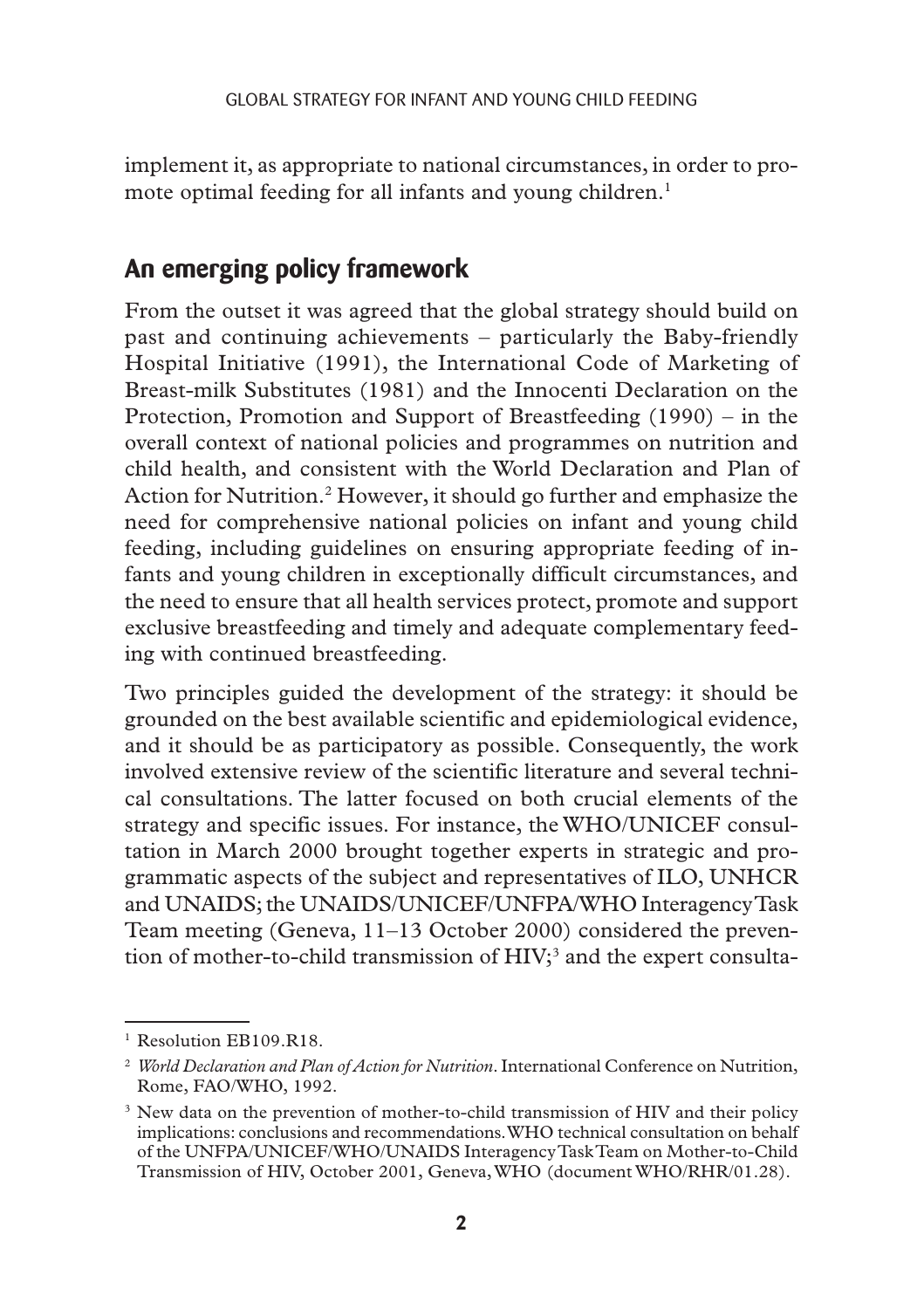implement it, as appropriate to national circumstances, in order to promote optimal feeding for all infants and young children.[1]

## An emerging policy framework

From the outset it was agreed that the global strategy should build on past and continuing achievements – particularly the Baby-friendly Hospital Initiative (1991), the International Code of Marketing of Breast-milk Substitutes (1981) and the Innocenti Declaration on the Protection, Promotion and Support of Breastfeeding (1990) – in the overall context of national policies and programmes on nutrition and child health, and consistent with the World Declaration and Plan of Action for Nutrition.[2] However, it should go further and emphasize the need for comprehensive national policies on infant and young child feeding, including guidelines on ensuring appropriate feeding of infants and young children in exceptionally difficult circumstances, and the need to ensure that all health services protect, promote and support exclusive breastfeeding and timely and adequate complementary feeding with continued breastfeeding.

Two principles guided the development of the strategy: it should be grounded on the best available scientific and epidemiological evidence, and it should be as participatory as possible. Consequently, the work involved extensive review of the scientific literature and several technical consultations. The latter focused on both crucial elements of the strategy and specific issues. For instance, the WHO/UNICEF consultation in March 2000 brought together experts in strategic and programmatic aspects of the subject and representatives of ILO, UNHCR and UNAIDS; the UNAIDS/UNICEF/UNFPA/WHO Interagency Task Team meeting (Geneva, 11–13 October 2000) considered the prevention of mother-to-child transmission of HIV;[3] and the expert consulta-

---

[1] Resolution EB109.R18.

[2] *World Declaration and Plan of Action for Nutrition*. International Conference on Nutrition, Rome, FAO/WHO, 1992.

[3] New data on the prevention of mother-to-child transmission of HIV and their policy implications: conclusions and recommendations. WHO technical consultation on behalf of the UNFPA/UNICEF/WHO/UNAIDS Interagency Task Team on Mother-to-Child Transmission of HIV, October 2001, Geneva, WHO (document WHO/RHR/01.28).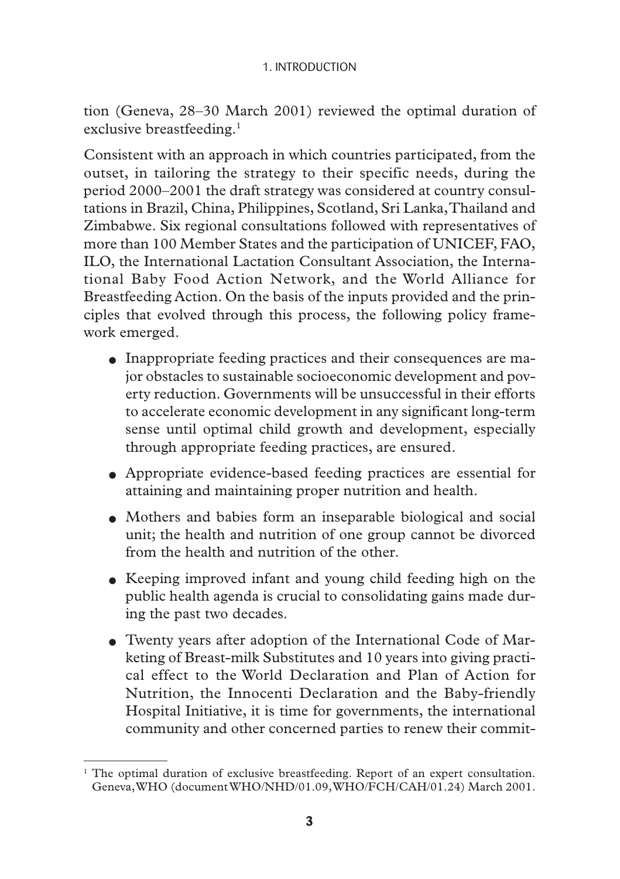tion (Geneva, 28–30 March 2001) reviewed the optimal duration of exclusive breastfeeding.[1]

Consistent with an approach in which countries participated, from the outset, in tailoring the strategy to their specific needs, during the period 2000–2001 the draft strategy was considered at country consultations in Brazil, China, Philippines, Scotland, Sri Lanka, Thailand and Zimbabwe. Six regional consultations followed with representatives of more than 100 Member States and the participation of UNICEF, FAO, ILO, the International Lactation Consultant Association, the International Baby Food Action Network, and the World Alliance for Breastfeeding Action. On the basis of the inputs provided and the principles that evolved through this process, the following policy framework emerged.

- Inappropriate feeding practices and their consequences are major obstacles to sustainable socioeconomic development and poverty reduction. Governments will be unsuccessful in their efforts to accelerate economic development in any significant long-term sense until optimal child growth and development, especially through appropriate feeding practices, are ensured.
- Appropriate evidence-based feeding practices are essential for attaining and maintaining proper nutrition and health.
- Mothers and babies form an inseparable biological and social unit; the health and nutrition of one group cannot be divorced from the health and nutrition of the other.
- Keeping improved infant and young child feeding high on the public health agenda is crucial to consolidating gains made during the past two decades.
- Twenty years after adoption of the International Code of Marketing of Breast-milk Substitutes and 10 years into giving practical effect to the World Declaration and Plan of Action for Nutrition, the Innocenti Declaration and the Baby-friendly Hospital Initiative, it is time for governments, the international community and other concerned parties to renew their commit-

---

[1] The optimal duration of exclusive breastfeeding. Report of an expert consultation. Geneva, WHO (document WHO/NHD/01.09, WHO/FCH/CAH/01.24) March 2001.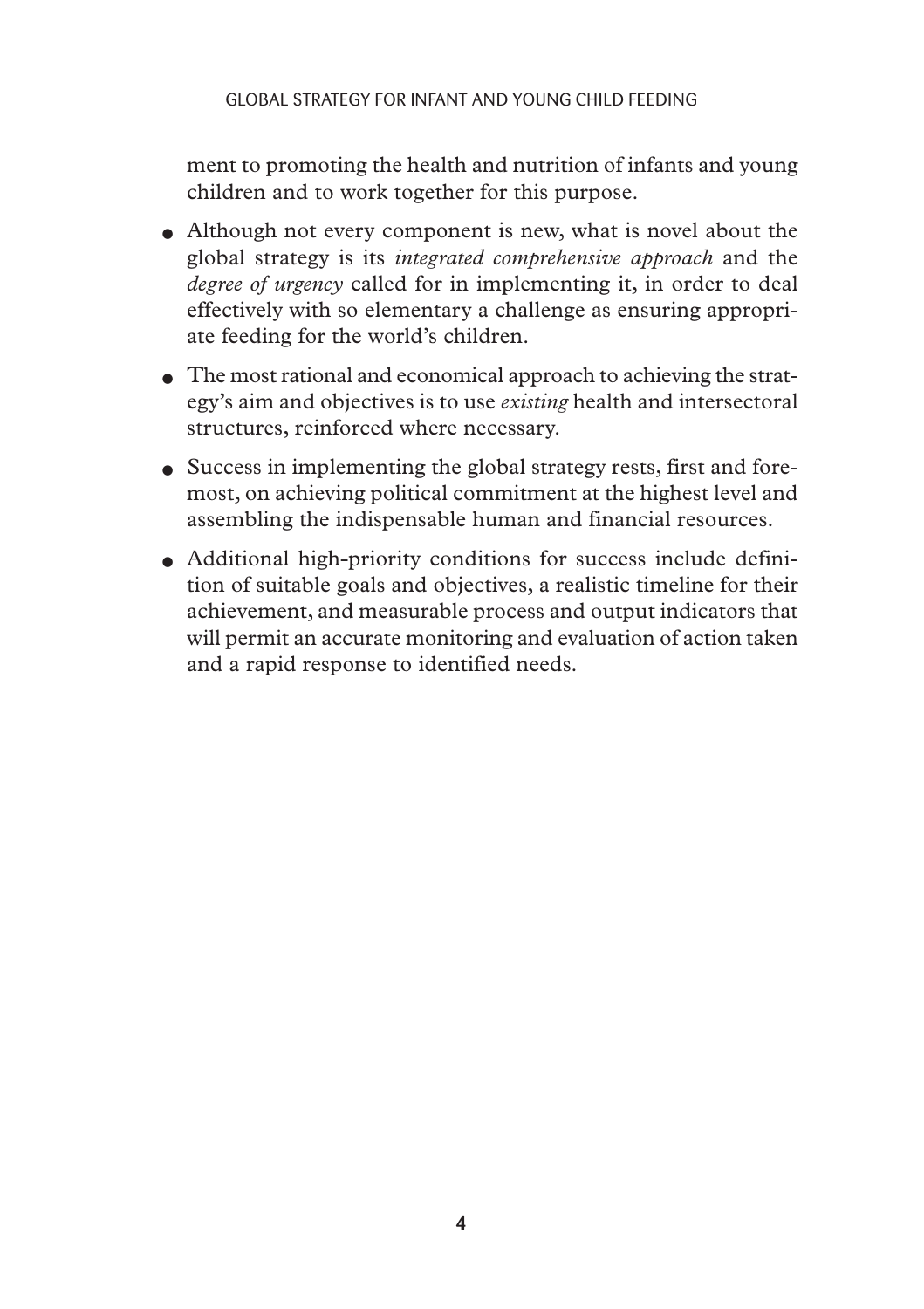ment to promoting the health and nutrition of infants and young children and to work together for this purpose.

- Although not every component is new, what is novel about the global strategy is its *integrated comprehensive approach* and the *degree of urgency* called for in implementing it, in order to deal effectively with so elementary a challenge as ensuring appropriate feeding for the world's children.
- The most rational and economical approach to achieving the strategy's aim and objectives is to use *existing* health and intersectoral structures, reinforced where necessary.
- Success in implementing the global strategy rests, first and foremost, on achieving political commitment at the highest level and assembling the indispensable human and financial resources.
- Additional high-priority conditions for success include definition of suitable goals and objectives, a realistic timeline for their achievement, and measurable process and output indicators that will permit an accurate monitoring and evaluation of action taken and a rapid response to identified needs.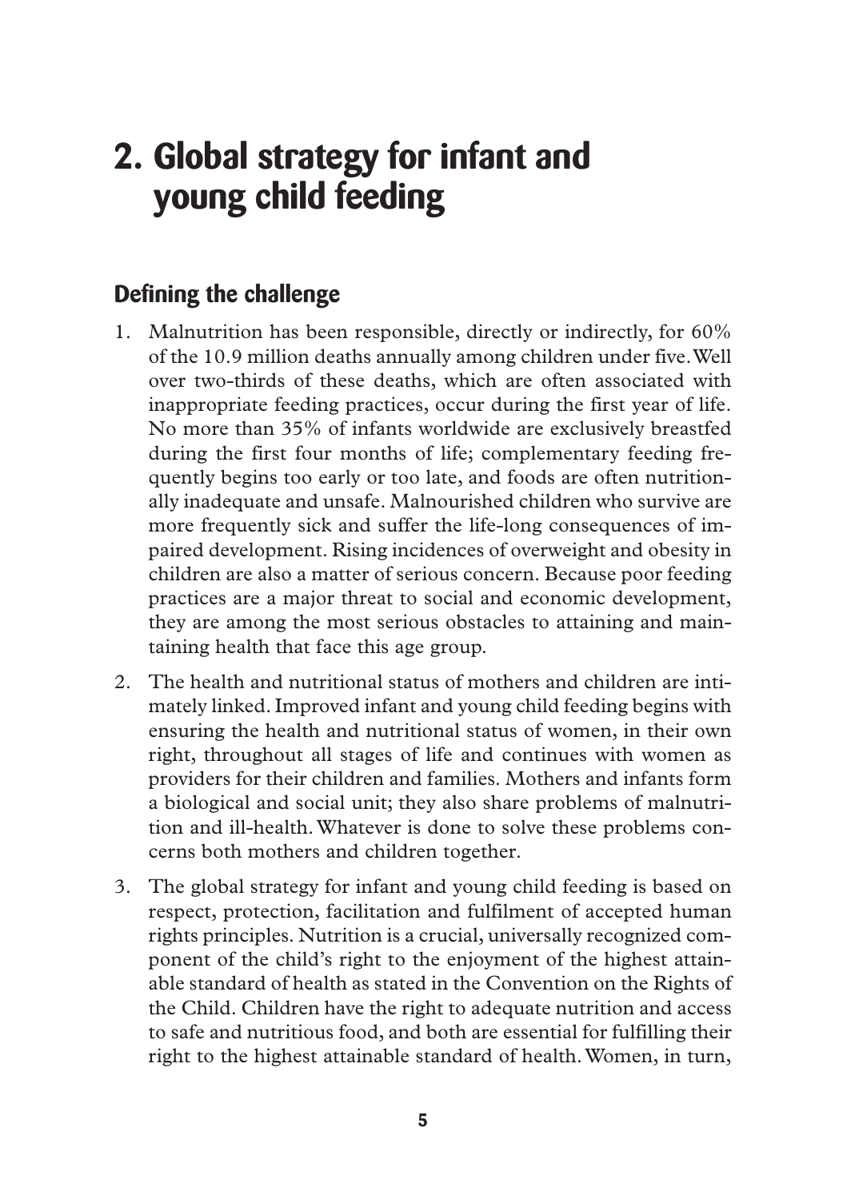# 2. Global strategy for infant and young child feeding

## Defining the challenge

1. Malnutrition has been responsible, directly or indirectly, for 60% of the 10.9 million deaths annually among children under five. Well over two-thirds of these deaths, which are often associated with inappropriate feeding practices, occur during the first year of life. No more than 35% of infants worldwide are exclusively breastfed during the first four months of life; complementary feeding frequently begins too early or too late, and foods are often nutritionally inadequate and unsafe. Malnourished children who survive are more frequently sick and suffer the life-long consequences of impaired development. Rising incidences of overweight and obesity in children are also a matter of serious concern. Because poor feeding practices are a major threat to social and economic development, they are among the most serious obstacles to attaining and maintaining health that face this age group.

2. The health and nutritional status of mothers and children are intimately linked. Improved infant and young child feeding begins with ensuring the health and nutritional status of women, in their own right, throughout all stages of life and continues with women as providers for their children and families. Mothers and infants form a biological and social unit; they also share problems of malnutrition and ill-health. Whatever is done to solve these problems concerns both mothers and children together.

3. The global strategy for infant and young child feeding is based on respect, protection, facilitation and fulfilment of accepted human rights principles. Nutrition is a crucial, universally recognized component of the child's right to the enjoyment of the highest attainable standard of health as stated in the Convention on the Rights of the Child. Children have the right to adequate nutrition and access to safe and nutritious food, and both are essential for fulfilling their right to the highest attainable standard of health. Women, in turn,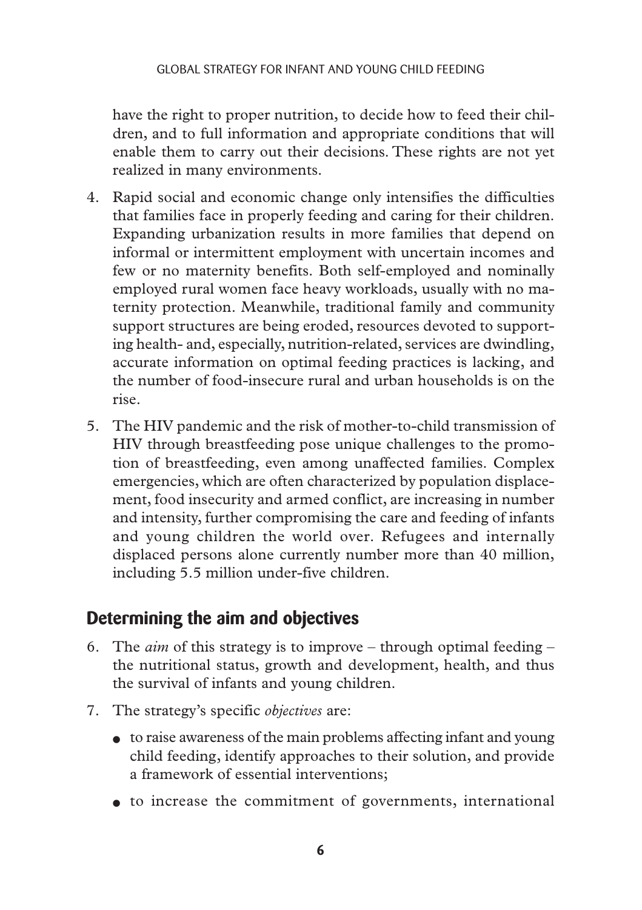have the right to proper nutrition, to decide how to feed their children, and to full information and appropriate conditions that will enable them to carry out their decisions. These rights are not yet realized in many environments.

4. Rapid social and economic change only intensifies the difficulties that families face in properly feeding and caring for their children. Expanding urbanization results in more families that depend on informal or intermittent employment with uncertain incomes and few or no maternity benefits. Both self-employed and nominally employed rural women face heavy workloads, usually with no maternity protection. Meanwhile, traditional family and community support structures are being eroded, resources devoted to supporting health- and, especially, nutrition-related, services are dwindling, accurate information on optimal feeding practices is lacking, and the number of food-insecure rural and urban households is on the rise.

5. The HIV pandemic and the risk of mother-to-child transmission of HIV through breastfeeding pose unique challenges to the promotion of breastfeeding, even among unaffected families. Complex emergencies, which are often characterized by population displacement, food insecurity and armed conflict, are increasing in number and intensity, further compromising the care and feeding of infants and young children the world over. Refugees and internally displaced persons alone currently number more than 40 million, including 5.5 million under-five children.

## Determining the aim and objectives

6. The *aim* of this strategy is to improve – through optimal feeding – the nutritional status, growth and development, health, and thus the survival of infants and young children.

7. The strategy's specific *objectives* are:

   - to raise awareness of the main problems affecting infant and young child feeding, identify approaches to their solution, and provide a framework of essential interventions;
   - to increase the commitment of governments, international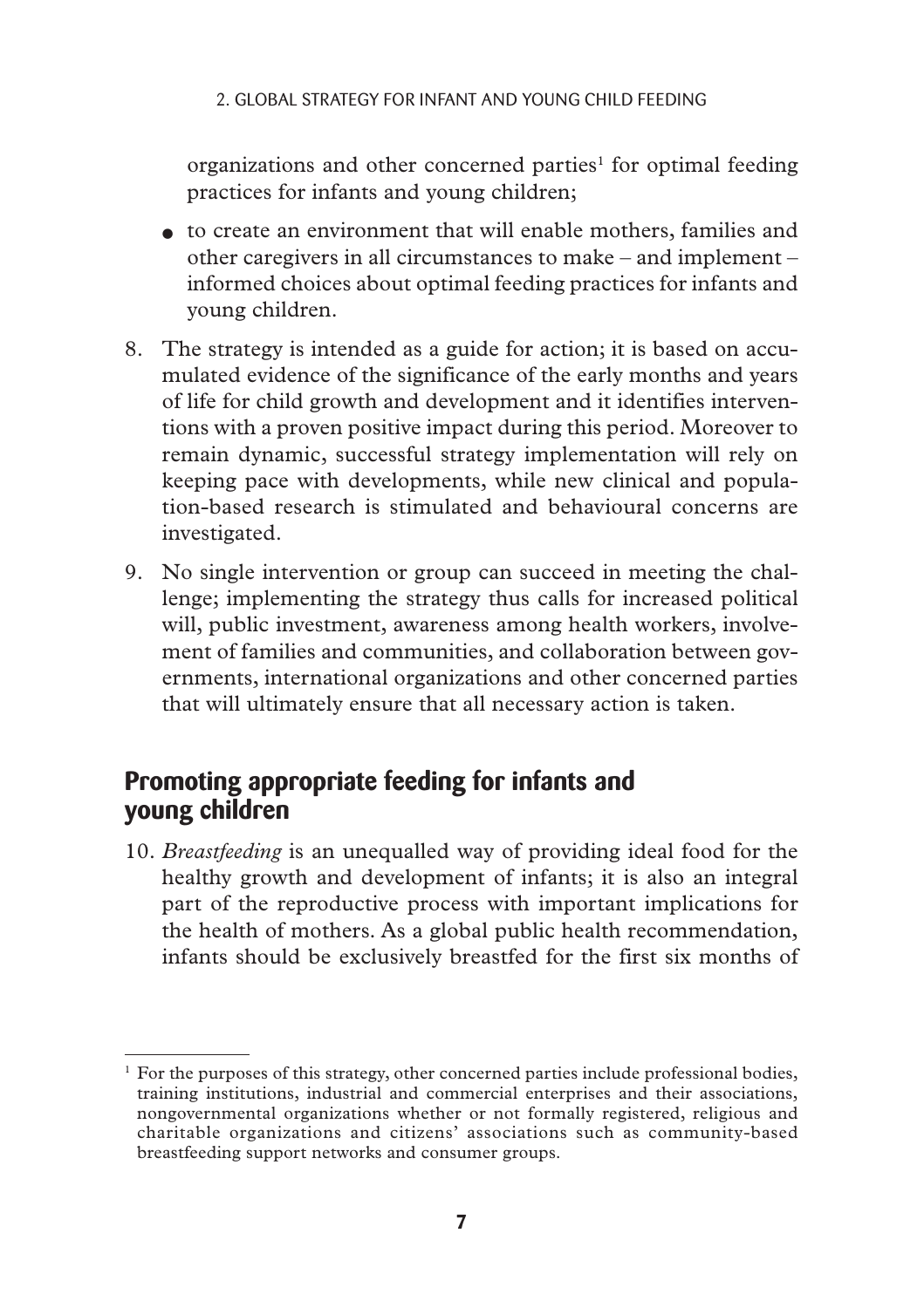organizations and other concerned parties[1] for optimal feeding practices for infants and young children;

- to create an environment that will enable mothers, families and other caregivers in all circumstances to make – and implement – informed choices about optimal feeding practices for infants and young children.

8. The strategy is intended as a guide for action; it is based on accumulated evidence of the significance of the early months and years of life for child growth and development and it identifies interventions with a proven positive impact during this period. Moreover to remain dynamic, successful strategy implementation will rely on keeping pace with developments, while new clinical and population-based research is stimulated and behavioural concerns are investigated.

9. No single intervention or group can succeed in meeting the challenge; implementing the strategy thus calls for increased political will, public investment, awareness among health workers, involvement of families and communities, and collaboration between governments, international organizations and other concerned parties that will ultimately ensure that all necessary action is taken.

## Promoting appropriate feeding for infants and young children

10. *Breastfeeding* is an unequalled way of providing ideal food for the healthy growth and development of infants; it is also an integral part of the reproductive process with important implications for the health of mothers. As a global public health recommendation, infants should be exclusively breastfed for the first six months of

---

[1] For the purposes of this strategy, other concerned parties include professional bodies, training institutions, industrial and commercial enterprises and their associations, nongovernmental organizations whether or not formally registered, religious and charitable organizations and citizens' associations such as community-based breastfeeding support networks and consumer groups.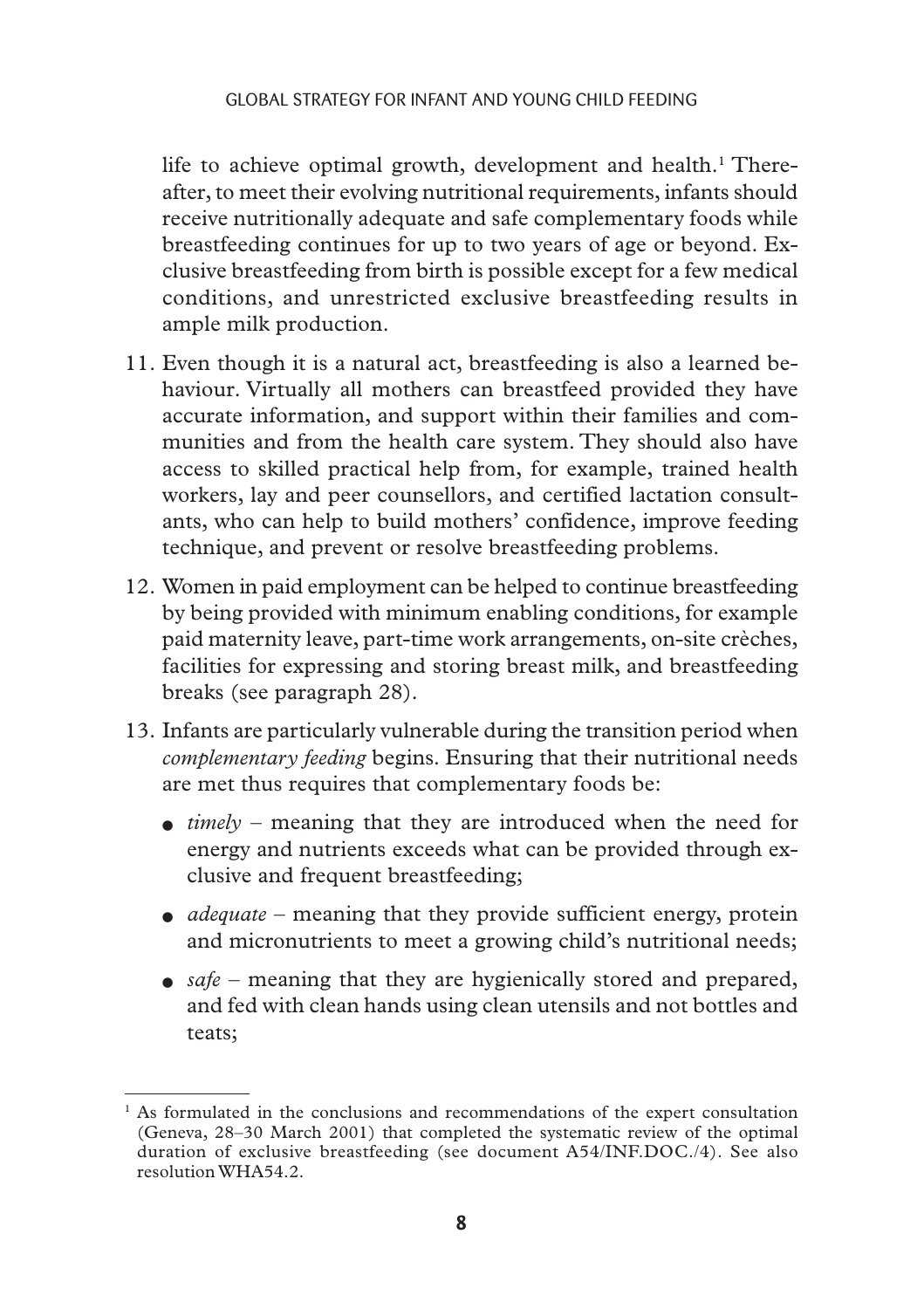life to achieve optimal growth, development and health.[1] Thereafter, to meet their evolving nutritional requirements, infants should receive nutritionally adequate and safe complementary foods while breastfeeding continues for up to two years of age or beyond. Exclusive breastfeeding from birth is possible except for a few medical conditions, and unrestricted exclusive breastfeeding results in ample milk production.

11. Even though it is a natural act, breastfeeding is also a learned behaviour. Virtually all mothers can breastfeed provided they have accurate information, and support within their families and communities and from the health care system. They should also have access to skilled practical help from, for example, trained health workers, lay and peer counsellors, and certified lactation consultants, who can help to build mothers' confidence, improve feeding technique, and prevent or resolve breastfeeding problems.

12. Women in paid employment can be helped to continue breastfeeding by being provided with minimum enabling conditions, for example paid maternity leave, part-time work arrangements, on-site crèches, facilities for expressing and storing breast milk, and breastfeeding breaks (see paragraph 28).

13. Infants are particularly vulnerable during the transition period when *complementary feeding* begins. Ensuring that their nutritional needs are met thus requires that complementary foods be:

    - *timely* – meaning that they are introduced when the need for energy and nutrients exceeds what can be provided through exclusive and frequent breastfeeding;
    - *adequate* – meaning that they provide sufficient energy, protein and micronutrients to meet a growing child's nutritional needs;
    - *safe* – meaning that they are hygienically stored and prepared, and fed with clean hands using clean utensils and not bottles and teats;

---

[1] As formulated in the conclusions and recommendations of the expert consultation (Geneva, 28–30 March 2001) that completed the systematic review of the optimal duration of exclusive breastfeeding (see document A54/INF.DOC./4). See also resolution WHA54.2.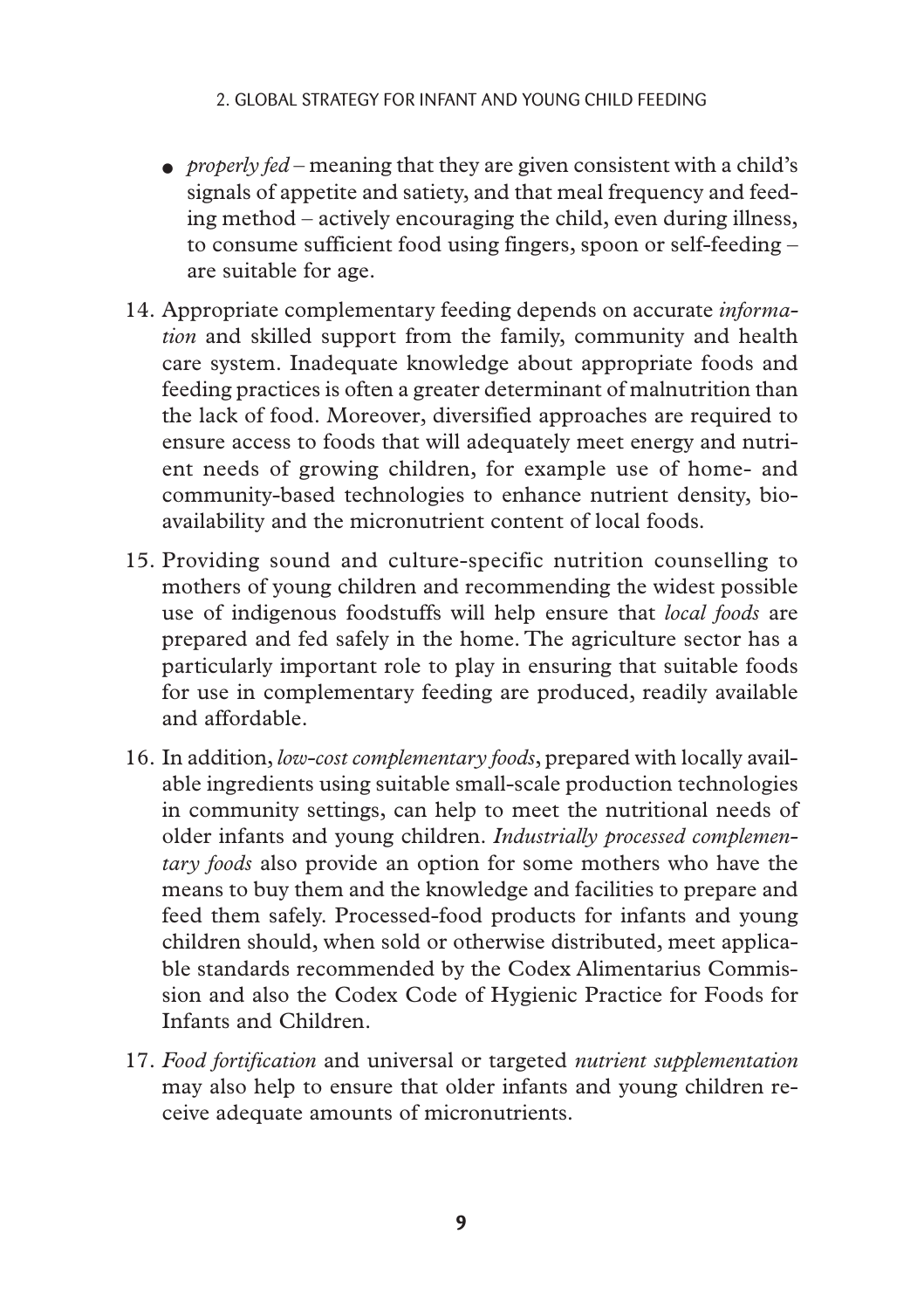- *properly fed* – meaning that they are given consistent with a child's signals of appetite and satiety, and that meal frequency and feeding method – actively encouraging the child, even during illness, to consume sufficient food using fingers, spoon or self-feeding – are suitable for age.

14. Appropriate complementary feeding depends on accurate *information* and skilled support from the family, community and health care system. Inadequate knowledge about appropriate foods and feeding practices is often a greater determinant of malnutrition than the lack of food. Moreover, diversified approaches are required to ensure access to foods that will adequately meet energy and nutrient needs of growing children, for example use of home- and community-based technologies to enhance nutrient density, bioavailability and the micronutrient content of local foods.

15. Providing sound and culture-specific nutrition counselling to mothers of young children and recommending the widest possible use of indigenous foodstuffs will help ensure that *local foods* are prepared and fed safely in the home. The agriculture sector has a particularly important role to play in ensuring that suitable foods for use in complementary feeding are produced, readily available and affordable.

16. In addition, *low-cost complementary foods*, prepared with locally available ingredients using suitable small-scale production technologies in community settings, can help to meet the nutritional needs of older infants and young children. *Industrially processed complementary foods* also provide an option for some mothers who have the means to buy them and the knowledge and facilities to prepare and feed them safely. Processed-food products for infants and young children should, when sold or otherwise distributed, meet applicable standards recommended by the Codex Alimentarius Commission and also the Codex Code of Hygienic Practice for Foods for Infants and Children.

17. *Food fortification* and universal or targeted *nutrient supplementation* may also help to ensure that older infants and young children receive adequate amounts of micronutrients.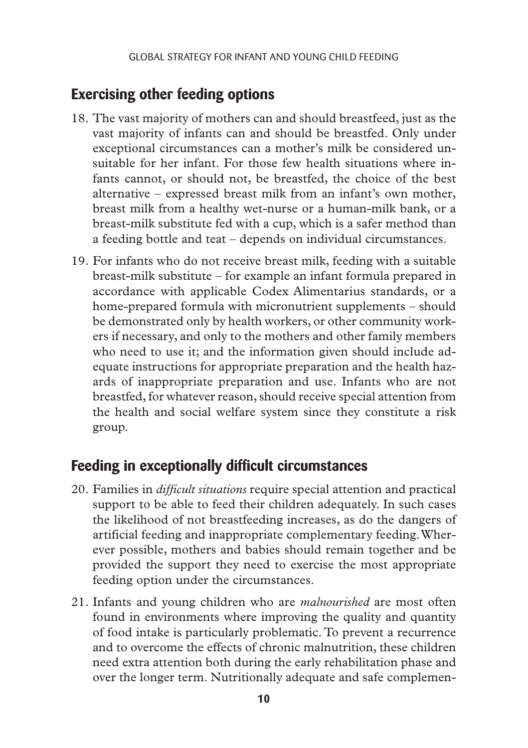## Exercising other feeding options

18. The vast majority of mothers can and should breastfeed, just as the vast majority of infants can and should be breastfed. Only under exceptional circumstances can a mother's milk be considered unsuitable for her infant. For those few health situations where infants cannot, or should not, be breastfed, the choice of the best alternative – expressed breast milk from an infant's own mother, breast milk from a healthy wet-nurse or a human-milk bank, or a breast-milk substitute fed with a cup, which is a safer method than a feeding bottle and teat – depends on individual circumstances.

19. For infants who do not receive breast milk, feeding with a suitable breast-milk substitute – for example an infant formula prepared in accordance with applicable Codex Alimentarius standards, or a home-prepared formula with micronutrient supplements – should be demonstrated only by health workers, or other community workers if necessary, and only to the mothers and other family members who need to use it; and the information given should include adequate instructions for appropriate preparation and the health hazards of inappropriate preparation and use. Infants who are not breastfed, for whatever reason, should receive special attention from the health and social welfare system since they constitute a risk group.

## Feeding in exceptionally difficult circumstances

20. Families in *difficult situations* require special attention and practical support to be able to feed their children adequately. In such cases the likelihood of not breastfeeding increases, as do the dangers of artificial feeding and inappropriate complementary feeding. Wherever possible, mothers and babies should remain together and be provided the support they need to exercise the most appropriate feeding option under the circumstances.

21. Infants and young children who are *malnourished* are most often found in environments where improving the quality and quantity of food intake is particularly problematic. To prevent a recurrence and to overcome the effects of chronic malnutrition, these children need extra attention both during the early rehabilitation phase and over the longer term. Nutritionally adequate and safe complemen-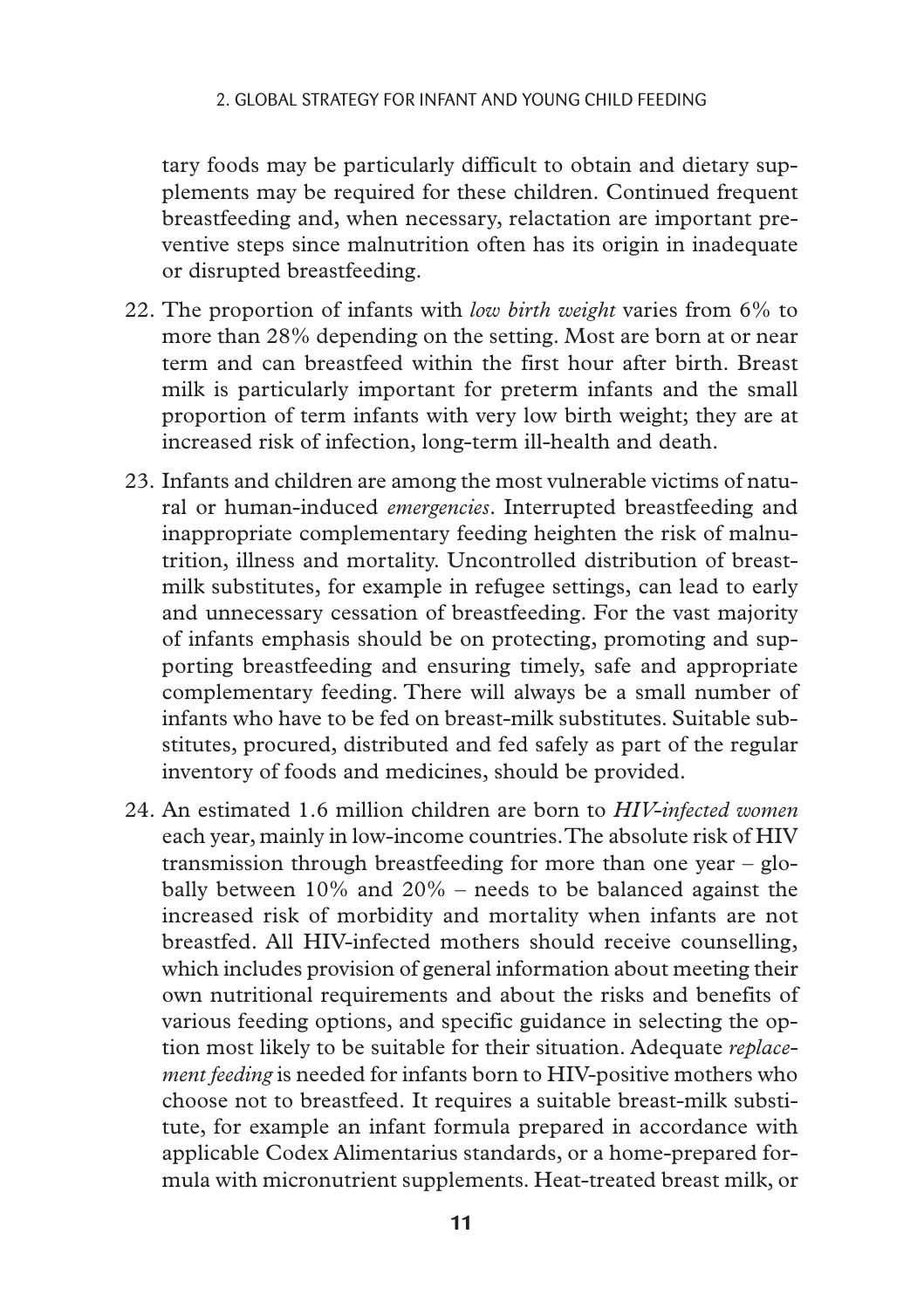tary foods may be particularly difficult to obtain and dietary supplements may be required for these children. Continued frequent breastfeeding and, when necessary, relactation are important preventive steps since malnutrition often has its origin in inadequate or disrupted breastfeeding.

22. The proportion of infants with *low birth weight* varies from 6% to more than 28% depending on the setting. Most are born at or near term and can breastfeed within the first hour after birth. Breast milk is particularly important for preterm infants and the small proportion of term infants with very low birth weight; they are at increased risk of infection, long-term ill-health and death.

23. Infants and children are among the most vulnerable victims of natural or human-induced *emergencies*. Interrupted breastfeeding and inappropriate complementary feeding heighten the risk of malnutrition, illness and mortality. Uncontrolled distribution of breast-milk substitutes, for example in refugee settings, can lead to early and unnecessary cessation of breastfeeding. For the vast majority of infants emphasis should be on protecting, promoting and supporting breastfeeding and ensuring timely, safe and appropriate complementary feeding. There will always be a small number of infants who have to be fed on breast-milk substitutes. Suitable substitutes, procured, distributed and fed safely as part of the regular inventory of foods and medicines, should be provided.

24. An estimated 1.6 million children are born to *HIV-infected women* each year, mainly in low-income countries. The absolute risk of HIV transmission through breastfeeding for more than one year – globally between 10% and 20% – needs to be balanced against the increased risk of morbidity and mortality when infants are not breastfed. All HIV-infected mothers should receive counselling, which includes provision of general information about meeting their own nutritional requirements and about the risks and benefits of various feeding options, and specific guidance in selecting the option most likely to be suitable for their situation. Adequate *replacement feeding* is needed for infants born to HIV-positive mothers who choose not to breastfeed. It requires a suitable breast-milk substitute, for example an infant formula prepared in accordance with applicable Codex Alimentarius standards, or a home-prepared formula with micronutrient supplements. Heat-treated breast milk, or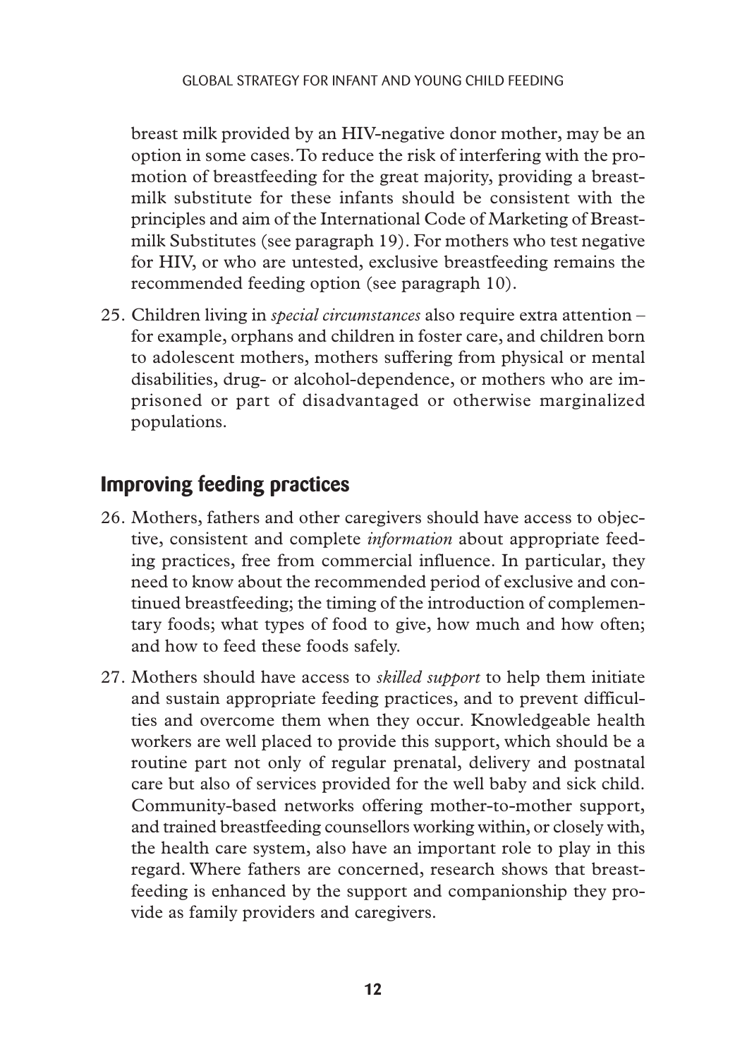breast milk provided by an HIV-negative donor mother, may be an option in some cases. To reduce the risk of interfering with the promotion of breastfeeding for the great majority, providing a breast-milk substitute for these infants should be consistent with the principles and aim of the International Code of Marketing of Breast-milk Substitutes (see paragraph 19). For mothers who test negative for HIV, or who are untested, exclusive breastfeeding remains the recommended feeding option (see paragraph 10).

25. Children living in *special circumstances* also require extra attention – for example, orphans and children in foster care, and children born to adolescent mothers, mothers suffering from physical or mental disabilities, drug- or alcohol-dependence, or mothers who are imprisoned or part of disadvantaged or otherwise marginalized populations.

## Improving feeding practices

26. Mothers, fathers and other caregivers should have access to objective, consistent and complete *information* about appropriate feeding practices, free from commercial influence. In particular, they need to know about the recommended period of exclusive and continued breastfeeding; the timing of the introduction of complementary foods; what types of food to give, how much and how often; and how to feed these foods safely.

27. Mothers should have access to *skilled support* to help them initiate and sustain appropriate feeding practices, and to prevent difficulties and overcome them when they occur. Knowledgeable health workers are well placed to provide this support, which should be a routine part not only of regular prenatal, delivery and postnatal care but also of services provided for the well baby and sick child. Community-based networks offering mother-to-mother support, and trained breastfeeding counsellors working within, or closely with, the health care system, also have an important role to play in this regard. Where fathers are concerned, research shows that breastfeeding is enhanced by the support and companionship they provide as family providers and caregivers.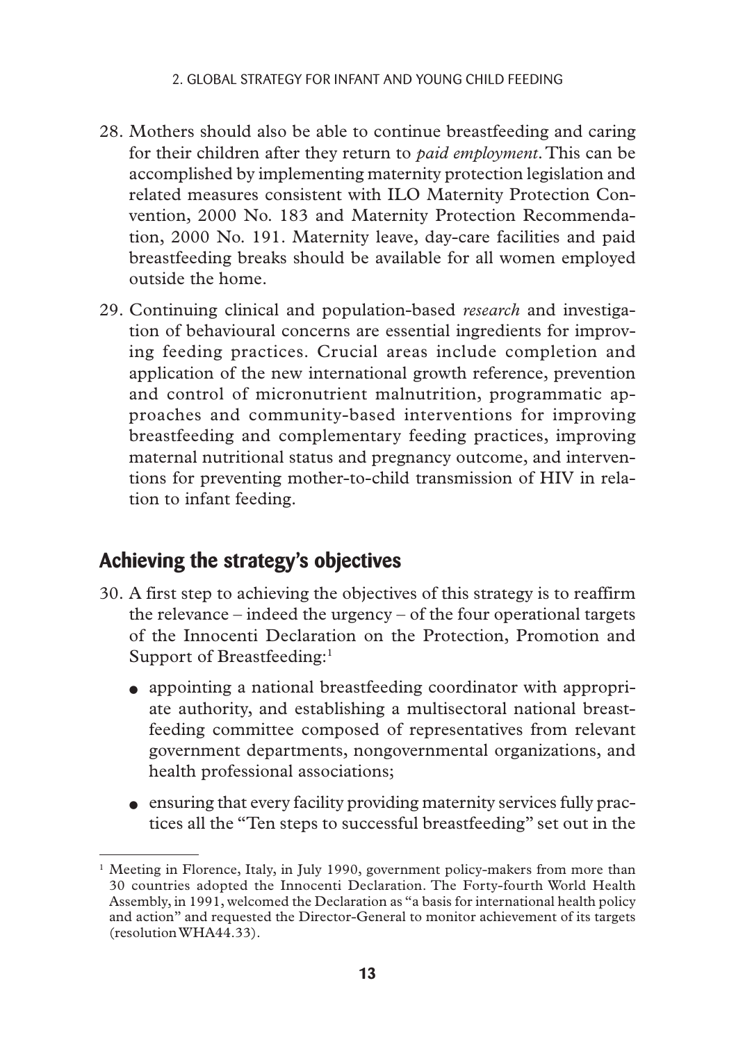28. Mothers should also be able to continue breastfeeding and caring for their children after they return to *paid employment*. This can be accomplished by implementing maternity protection legislation and related measures consistent with ILO Maternity Protection Convention, 2000 No. 183 and Maternity Protection Recommendation, 2000 No. 191. Maternity leave, day-care facilities and paid breastfeeding breaks should be available for all women employed outside the home.

29. Continuing clinical and population-based *research* and investigation of behavioural concerns are essential ingredients for improving feeding practices. Crucial areas include completion and application of the new international growth reference, prevention and control of micronutrient malnutrition, programmatic approaches and community-based interventions for improving breastfeeding and complementary feeding practices, improving maternal nutritional status and pregnancy outcome, and interventions for preventing mother-to-child transmission of HIV in relation to infant feeding.

## Achieving the strategy's objectives

30. A first step to achieving the objectives of this strategy is to reaffirm the relevance – indeed the urgency – of the four operational targets of the Innocenti Declaration on the Protection, Promotion and Support of Breastfeeding:[1]

    - appointing a national breastfeeding coordinator with appropriate authority, and establishing a multisectoral national breastfeeding committee composed of representatives from relevant government departments, nongovernmental organizations, and health professional associations;

    - ensuring that every facility providing maternity services fully practices all the "Ten steps to successful breastfeeding" set out in the

---

[1] Meeting in Florence, Italy, in July 1990, government policy-makers from more than 30 countries adopted the Innocenti Declaration. The Forty-fourth World Health Assembly, in 1991, welcomed the Declaration as "a basis for international health policy and action" and requested the Director-General to monitor achievement of its targets (resolution WHA44.33).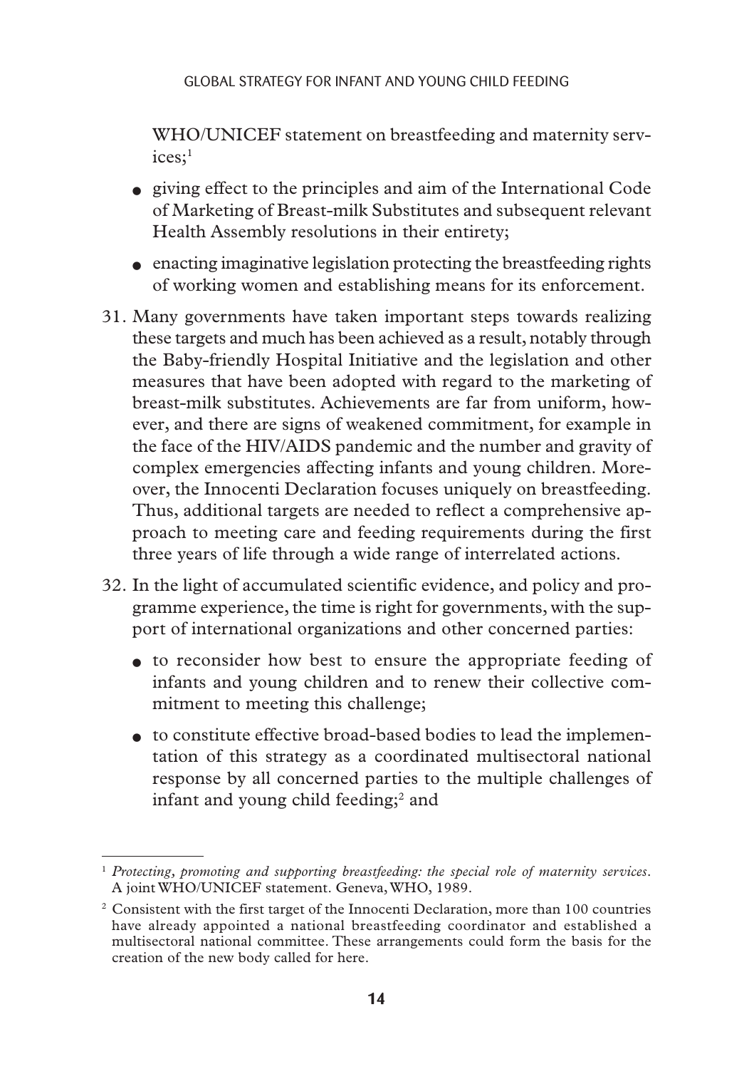WHO/UNICEF statement on breastfeeding and maternity services;[1]

- giving effect to the principles and aim of the International Code of Marketing of Breast-milk Substitutes and subsequent relevant Health Assembly resolutions in their entirety;
- enacting imaginative legislation protecting the breastfeeding rights of working women and establishing means for its enforcement.

31. Many governments have taken important steps towards realizing these targets and much has been achieved as a result, notably through the Baby-friendly Hospital Initiative and the legislation and other measures that have been adopted with regard to the marketing of breast-milk substitutes. Achievements are far from uniform, however, and there are signs of weakened commitment, for example in the face of the HIV/AIDS pandemic and the number and gravity of complex emergencies affecting infants and young children. Moreover, the Innocenti Declaration focuses uniquely on breastfeeding. Thus, additional targets are needed to reflect a comprehensive approach to meeting care and feeding requirements during the first three years of life through a wide range of interrelated actions.

32. In the light of accumulated scientific evidence, and policy and programme experience, the time is right for governments, with the support of international organizations and other concerned parties:

    - to reconsider how best to ensure the appropriate feeding of infants and young children and to renew their collective commitment to meeting this challenge;
    - to constitute effective broad-based bodies to lead the implementation of this strategy as a coordinated multisectoral national response by all concerned parties to the multiple challenges of infant and young child feeding;[2] and

---

[1] *Protecting, promoting and supporting breastfeeding: the special role of maternity services*. A joint WHO/UNICEF statement. Geneva, WHO, 1989.

[2] Consistent with the first target of the Innocenti Declaration, more than 100 countries have already appointed a national breastfeeding coordinator and established a multisectoral national committee. These arrangements could form the basis for the creation of the new body called for here.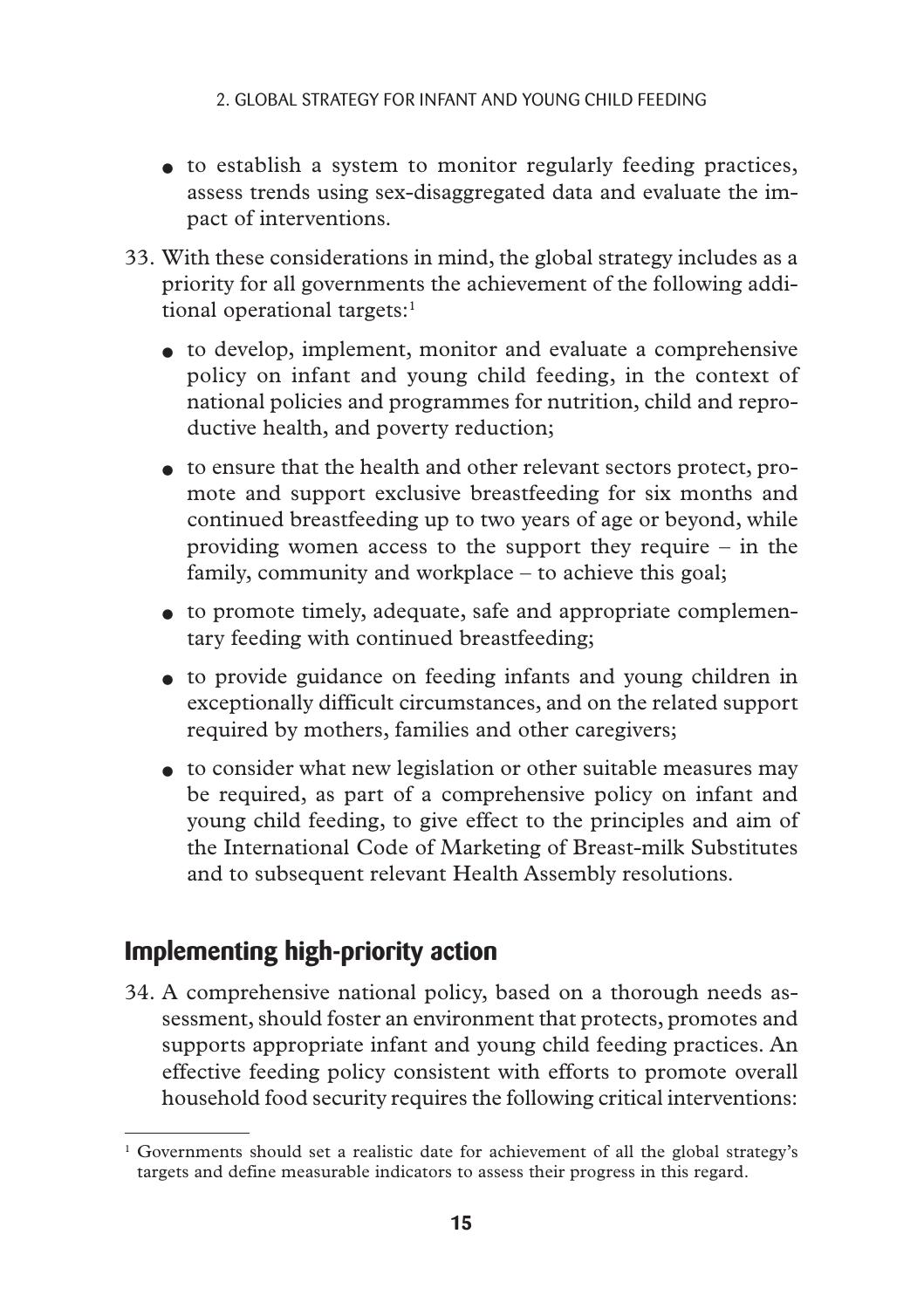- to establish a system to monitor regularly feeding practices, assess trends using sex-disaggregated data and evaluate the impact of interventions.

33. With these considerations in mind, the global strategy includes as a priority for all governments the achievement of the following additional operational targets:[1]

    - to develop, implement, monitor and evaluate a comprehensive policy on infant and young child feeding, in the context of national policies and programmes for nutrition, child and reproductive health, and poverty reduction;
    - to ensure that the health and other relevant sectors protect, promote and support exclusive breastfeeding for six months and continued breastfeeding up to two years of age or beyond, while providing women access to the support they require – in the family, community and workplace – to achieve this goal;
    - to promote timely, adequate, safe and appropriate complementary feeding with continued breastfeeding;
    - to provide guidance on feeding infants and young children in exceptionally difficult circumstances, and on the related support required by mothers, families and other caregivers;
    - to consider what new legislation or other suitable measures may be required, as part of a comprehensive policy on infant and young child feeding, to give effect to the principles and aim of the International Code of Marketing of Breast-milk Substitutes and to subsequent relevant Health Assembly resolutions.

## Implementing high-priority action

34. A comprehensive national policy, based on a thorough needs assessment, should foster an environment that protects, promotes and supports appropriate infant and young child feeding practices. An effective feeding policy consistent with efforts to promote overall household food security requires the following critical interventions:

---

[1] Governments should set a realistic date for achievement of all the global strategy's targets and define measurable indicators to assess their progress in this regard.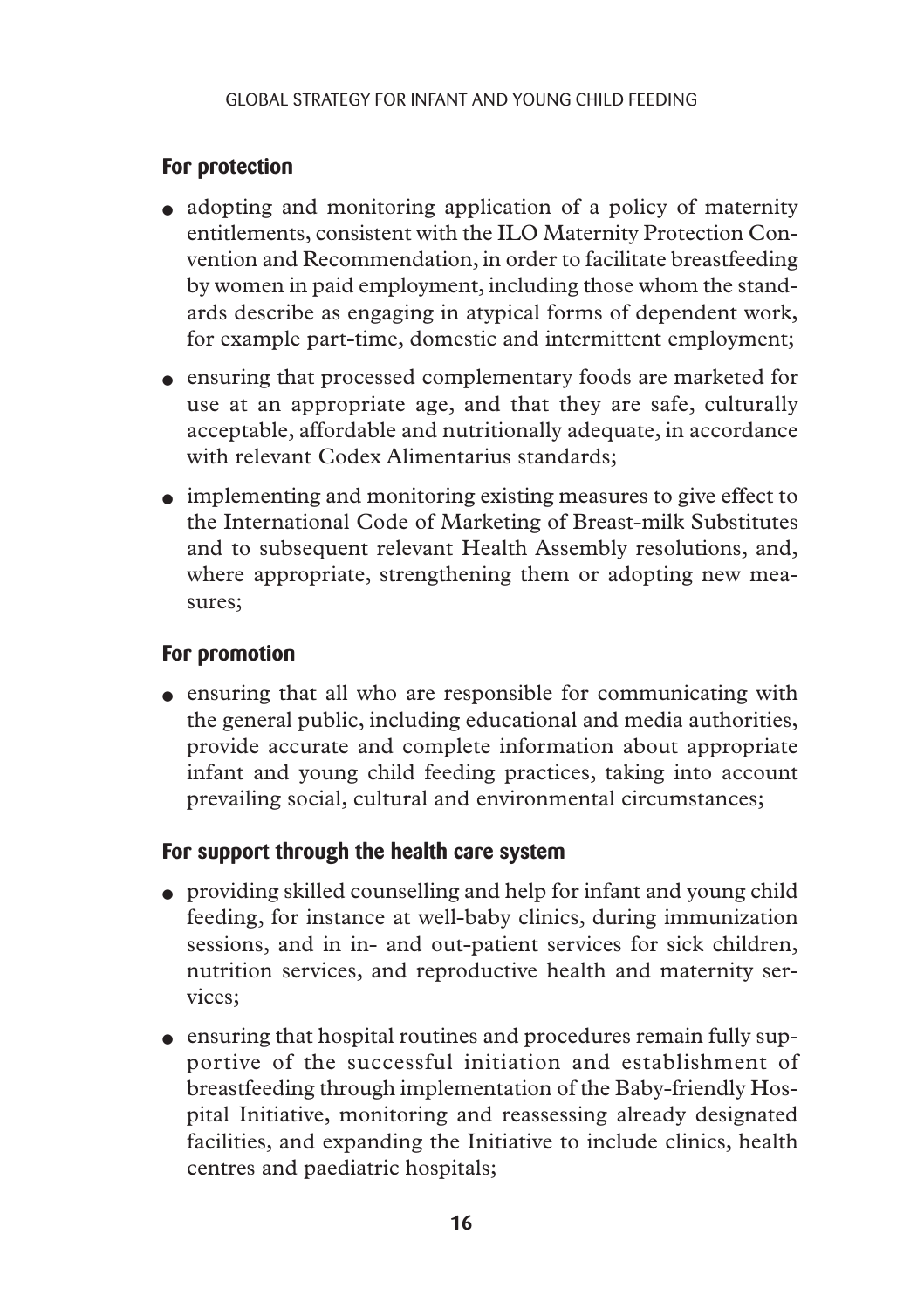### For protection

- adopting and monitoring application of a policy of maternity entitlements, consistent with the ILO Maternity Protection Convention and Recommendation, in order to facilitate breastfeeding by women in paid employment, including those whom the standards describe as engaging in atypical forms of dependent work, for example part-time, domestic and intermittent employment;
- ensuring that processed complementary foods are marketed for use at an appropriate age, and that they are safe, culturally acceptable, affordable and nutritionally adequate, in accordance with relevant Codex Alimentarius standards;
- implementing and monitoring existing measures to give effect to the International Code of Marketing of Breast-milk Substitutes and to subsequent relevant Health Assembly resolutions, and, where appropriate, strengthening them or adopting new measures;

### For promotion

- ensuring that all who are responsible for communicating with the general public, including educational and media authorities, provide accurate and complete information about appropriate infant and young child feeding practices, taking into account prevailing social, cultural and environmental circumstances;

### For support through the health care system

- providing skilled counselling and help for infant and young child feeding, for instance at well-baby clinics, during immunization sessions, and in in- and out-patient services for sick children, nutrition services, and reproductive health and maternity services;
- ensuring that hospital routines and procedures remain fully supportive of the successful initiation and establishment of breastfeeding through implementation of the Baby-friendly Hospital Initiative, monitoring and reassessing already designated facilities, and expanding the Initiative to include clinics, health centres and paediatric hospitals;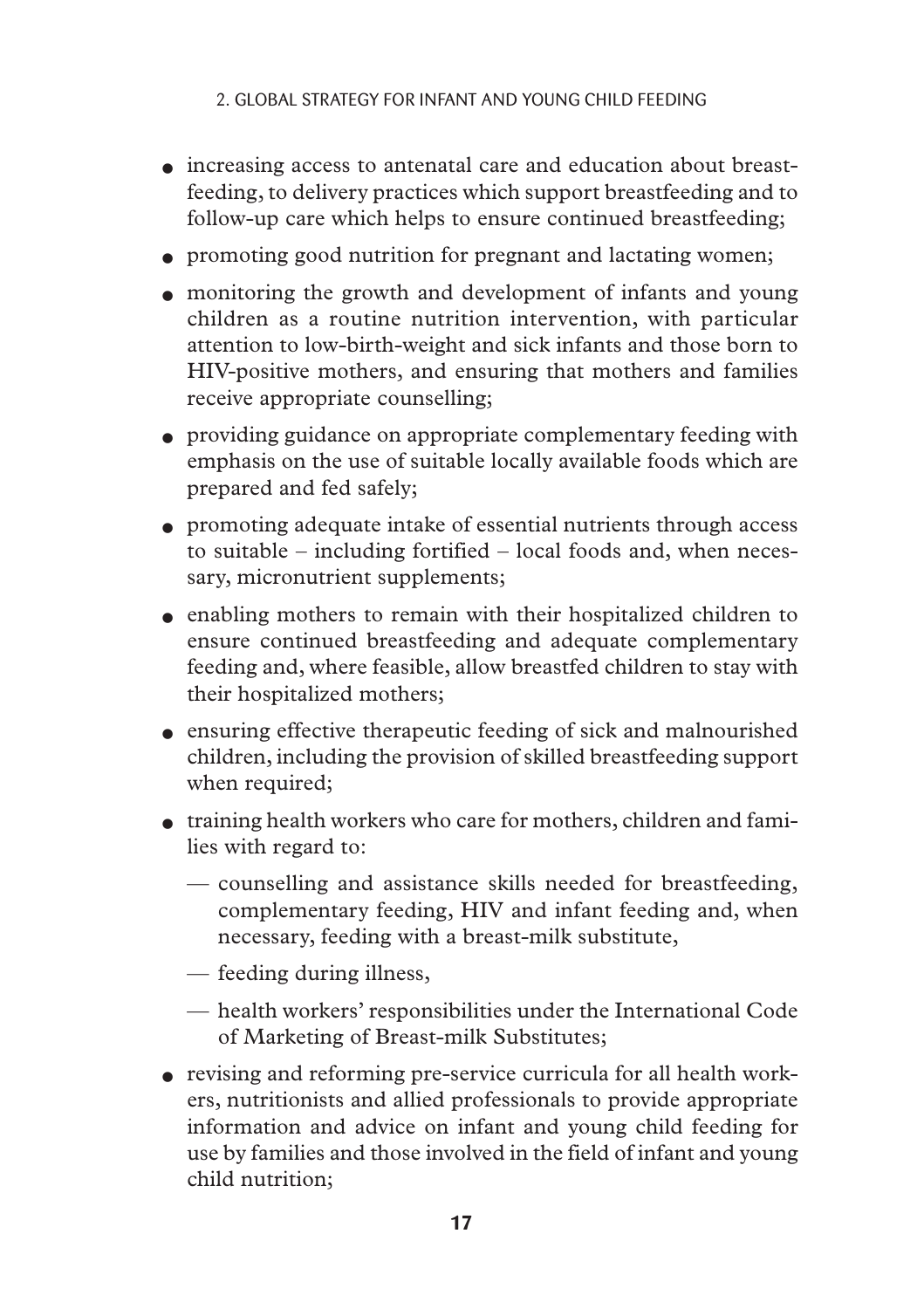- increasing access to antenatal care and education about breastfeeding, to delivery practices which support breastfeeding and to follow-up care which helps to ensure continued breastfeeding;
- promoting good nutrition for pregnant and lactating women;
- monitoring the growth and development of infants and young children as a routine nutrition intervention, with particular attention to low-birth-weight and sick infants and those born to HIV-positive mothers, and ensuring that mothers and families receive appropriate counselling;
- providing guidance on appropriate complementary feeding with emphasis on the use of suitable locally available foods which are prepared and fed safely;
- promoting adequate intake of essential nutrients through access to suitable – including fortified – local foods and, when necessary, micronutrient supplements;
- enabling mothers to remain with their hospitalized children to ensure continued breastfeeding and adequate complementary feeding and, where feasible, allow breastfed children to stay with their hospitalized mothers;
- ensuring effective therapeutic feeding of sick and malnourished children, including the provision of skilled breastfeeding support when required;
- training health workers who care for mothers, children and families with regard to:
  - counselling and assistance skills needed for breastfeeding, complementary feeding, HIV and infant feeding and, when necessary, feeding with a breast-milk substitute,
  - feeding during illness,
  - health workers' responsibilities under the International Code of Marketing of Breast-milk Substitutes;
- revising and reforming pre-service curricula for all health workers, nutritionists and allied professionals to provide appropriate information and advice on infant and young child feeding for use by families and those involved in the field of infant and young child nutrition;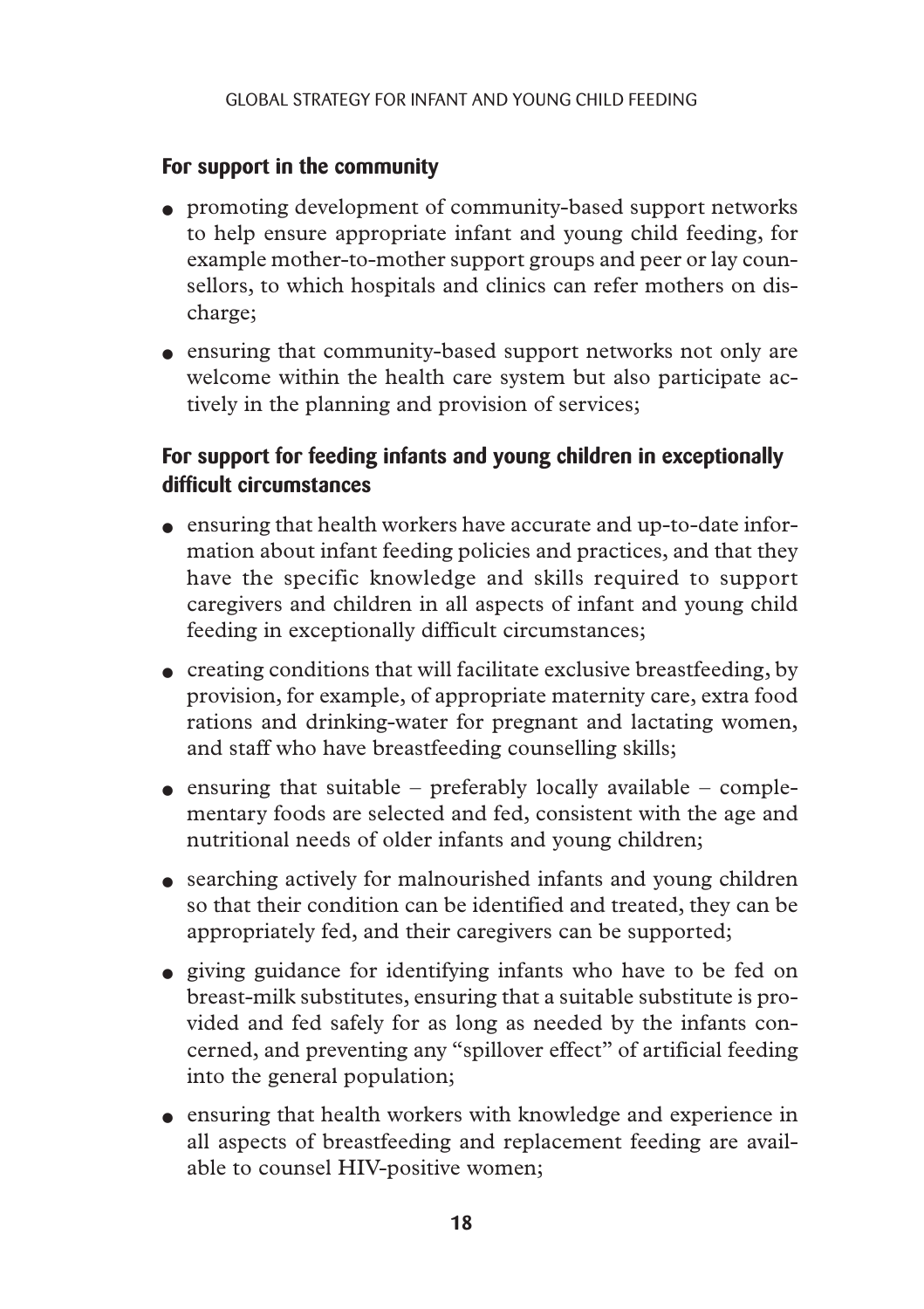### For support in the community

- promoting development of community-based support networks to help ensure appropriate infant and young child feeding, for example mother-to-mother support groups and peer or lay counsellors, to which hospitals and clinics can refer mothers on discharge;
- ensuring that community-based support networks not only are welcome within the health care system but also participate actively in the planning and provision of services;

### For support for feeding infants and young children in exceptionally difficult circumstances

- ensuring that health workers have accurate and up-to-date information about infant feeding policies and practices, and that they have the specific knowledge and skills required to support caregivers and children in all aspects of infant and young child feeding in exceptionally difficult circumstances;
- creating conditions that will facilitate exclusive breastfeeding, by provision, for example, of appropriate maternity care, extra food rations and drinking-water for pregnant and lactating women, and staff who have breastfeeding counselling skills;
- ensuring that suitable – preferably locally available – complementary foods are selected and fed, consistent with the age and nutritional needs of older infants and young children;
- searching actively for malnourished infants and young children so that their condition can be identified and treated, they can be appropriately fed, and their caregivers can be supported;
- giving guidance for identifying infants who have to be fed on breast-milk substitutes, ensuring that a suitable substitute is provided and fed safely for as long as needed by the infants concerned, and preventing any "spillover effect" of artificial feeding into the general population;
- ensuring that health workers with knowledge and experience in all aspects of breastfeeding and replacement feeding are available to counsel HIV-positive women;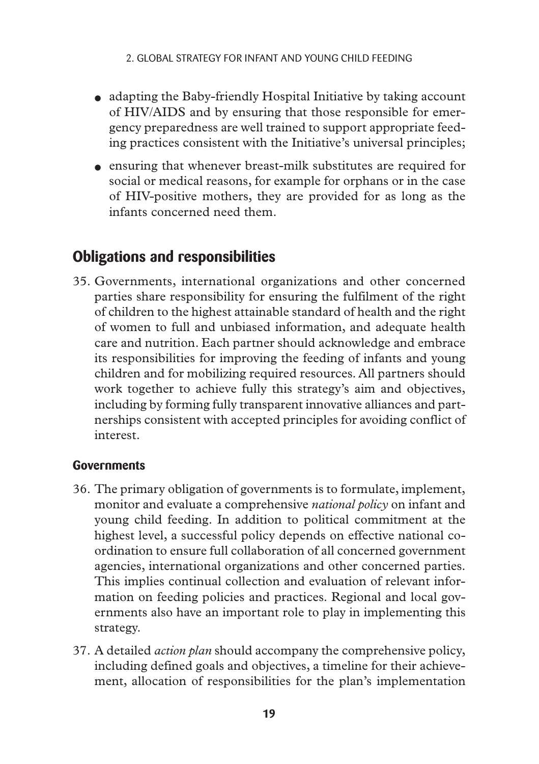- adapting the Baby-friendly Hospital Initiative by taking account of HIV/AIDS and by ensuring that those responsible for emergency preparedness are well trained to support appropriate feeding practices consistent with the Initiative's universal principles;
- ensuring that whenever breast-milk substitutes are required for social or medical reasons, for example for orphans or in the case of HIV-positive mothers, they are provided for as long as the infants concerned need them.

## Obligations and responsibilities

35. Governments, international organizations and other concerned parties share responsibility for ensuring the fulfilment of the right of children to the highest attainable standard of health and the right of women to full and unbiased information, and adequate health care and nutrition. Each partner should acknowledge and embrace its responsibilities for improving the feeding of infants and young children and for mobilizing required resources. All partners should work together to achieve fully this strategy's aim and objectives, including by forming fully transparent innovative alliances and partnerships consistent with accepted principles for avoiding conflict of interest.

### Governments

36. The primary obligation of governments is to formulate, implement, monitor and evaluate a comprehensive *national policy* on infant and young child feeding. In addition to political commitment at the highest level, a successful policy depends on effective national coordination to ensure full collaboration of all concerned government agencies, international organizations and other concerned parties. This implies continual collection and evaluation of relevant information on feeding policies and practices. Regional and local governments also have an important role to play in implementing this strategy.

37. A detailed *action plan* should accompany the comprehensive policy, including defined goals and objectives, a timeline for their achievement, allocation of responsibilities for the plan's implementation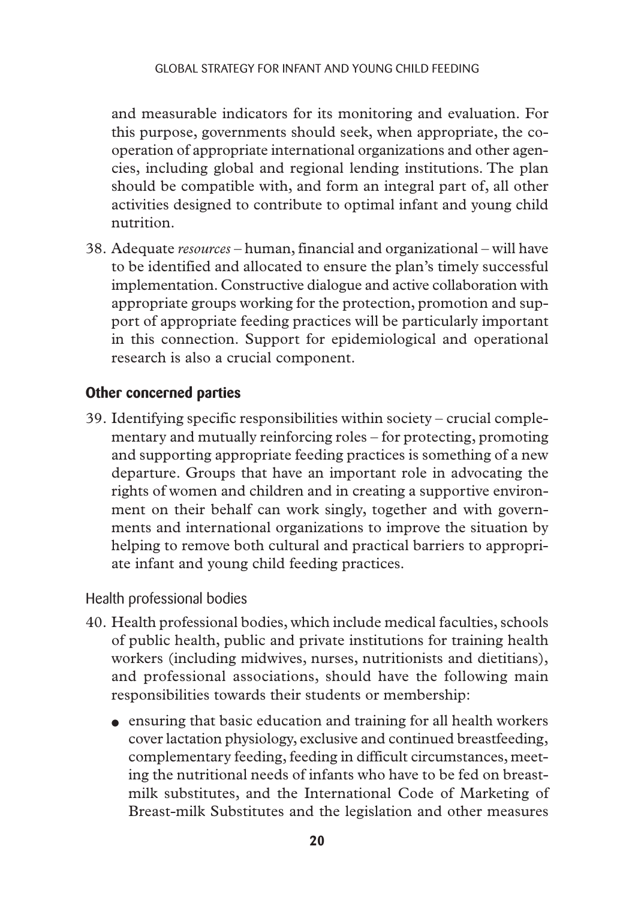and measurable indicators for its monitoring and evaluation. For this purpose, governments should seek, when appropriate, the co-operation of appropriate international organizations and other agencies, including global and regional lending institutions. The plan should be compatible with, and form an integral part of, all other activities designed to contribute to optimal infant and young child nutrition.

38. Adequate *resources* – human, financial and organizational – will have to be identified and allocated to ensure the plan's timely successful implementation. Constructive dialogue and active collaboration with appropriate groups working for the protection, promotion and support of appropriate feeding practices will be particularly important in this connection. Support for epidemiological and operational research is also a crucial component.

### Other concerned parties

39. Identifying specific responsibilities within society – crucial complementary and mutually reinforcing roles – for protecting, promoting and supporting appropriate feeding practices is something of a new departure. Groups that have an important role in advocating the rights of women and children and in creating a supportive environment on their behalf can work singly, together and with governments and international organizations to improve the situation by helping to remove both cultural and practical barriers to appropriate infant and young child feeding practices.

#### Health professional bodies

40. Health professional bodies, which include medical faculties, schools of public health, public and private institutions for training health workers (including midwives, nurses, nutritionists and dietitians), and professional associations, should have the following main responsibilities towards their students or membership:

    - ensuring that basic education and training for all health workers cover lactation physiology, exclusive and continued breastfeeding, complementary feeding, feeding in difficult circumstances, meeting the nutritional needs of infants who have to be fed on breast-milk substitutes, and the International Code of Marketing of Breast-milk Substitutes and the legislation and other measures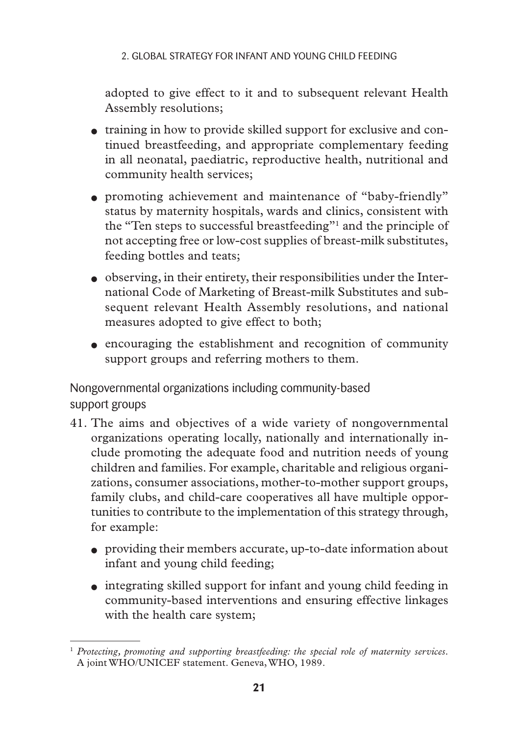adopted to give effect to it and to subsequent relevant Health Assembly resolutions;

- training in how to provide skilled support for exclusive and continued breastfeeding, and appropriate complementary feeding in all neonatal, paediatric, reproductive health, nutritional and community health services;
- promoting achievement and maintenance of "baby-friendly" status by maternity hospitals, wards and clinics, consistent with the "Ten steps to successful breastfeeding"[1] and the principle of not accepting free or low-cost supplies of breast-milk substitutes, feeding bottles and teats;
- observing, in their entirety, their responsibilities under the International Code of Marketing of Breast-milk Substitutes and subsequent relevant Health Assembly resolutions, and national measures adopted to give effect to both;
- encouraging the establishment and recognition of community support groups and referring mothers to them.

### Nongovernmental organizations including community-based support groups

41. The aims and objectives of a wide variety of nongovernmental organizations operating locally, nationally and internationally include promoting the adequate food and nutrition needs of young children and families. For example, charitable and religious organizations, consumer associations, mother-to-mother support groups, family clubs, and child-care cooperatives all have multiple opportunities to contribute to the implementation of this strategy through, for example:
    - providing their members accurate, up-to-date information about infant and young child feeding;
    - integrating skilled support for infant and young child feeding in community-based interventions and ensuring effective linkages with the health care system;

---

[1] *Protecting, promoting and supporting breastfeeding: the special role of maternity services.* A joint WHO/UNICEF statement. Geneva, WHO, 1989.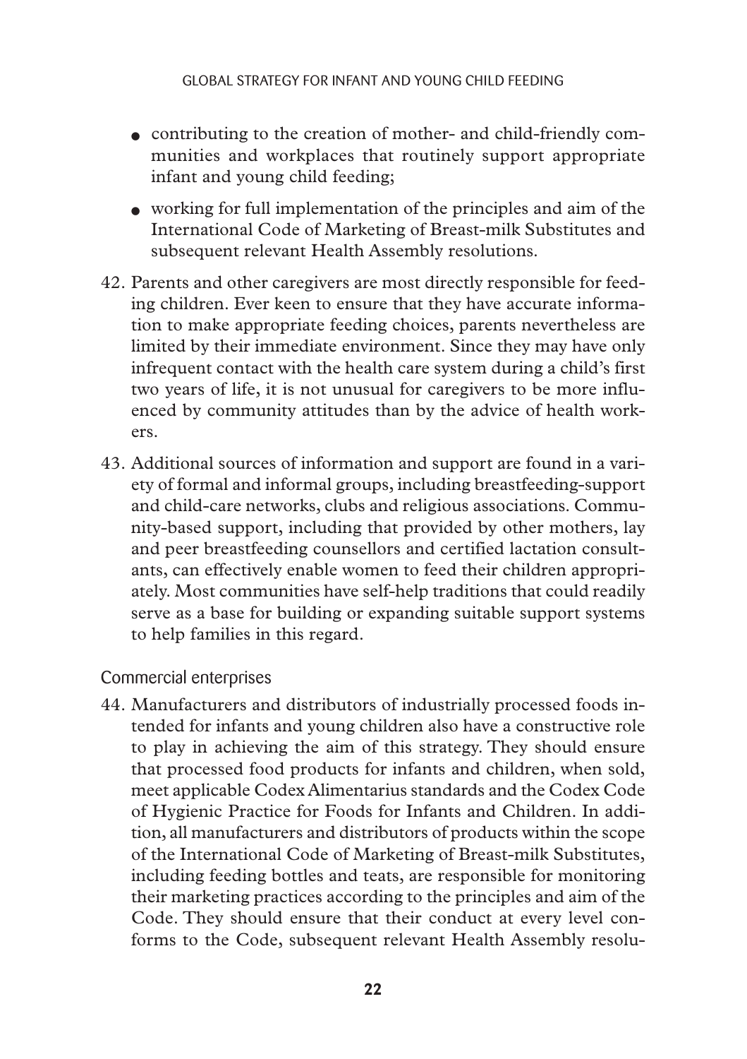- contributing to the creation of mother- and child-friendly communities and workplaces that routinely support appropriate infant and young child feeding;
- working for full implementation of the principles and aim of the International Code of Marketing of Breast-milk Substitutes and subsequent relevant Health Assembly resolutions.

42. Parents and other caregivers are most directly responsible for feeding children. Ever keen to ensure that they have accurate information to make appropriate feeding choices, parents nevertheless are limited by their immediate environment. Since they may have only infrequent contact with the health care system during a child's first two years of life, it is not unusual for caregivers to be more influenced by community attitudes than by the advice of health workers.

43. Additional sources of information and support are found in a variety of formal and informal groups, including breastfeeding-support and child-care networks, clubs and religious associations. Community-based support, including that provided by other mothers, lay and peer breastfeeding counsellors and certified lactation consultants, can effectively enable women to feed their children appropriately. Most communities have self-help traditions that could readily serve as a base for building or expanding suitable support systems to help families in this regard.

### Commercial enterprises

44. Manufacturers and distributors of industrially processed foods intended for infants and young children also have a constructive role to play in achieving the aim of this strategy. They should ensure that processed food products for infants and children, when sold, meet applicable Codex Alimentarius standards and the Codex Code of Hygienic Practice for Foods for Infants and Children. In addition, all manufacturers and distributors of products within the scope of the International Code of Marketing of Breast-milk Substitutes, including feeding bottles and teats, are responsible for monitoring their marketing practices according to the principles and aim of the Code. They should ensure that their conduct at every level conforms to the Code, subsequent relevant Health Assembly resolu-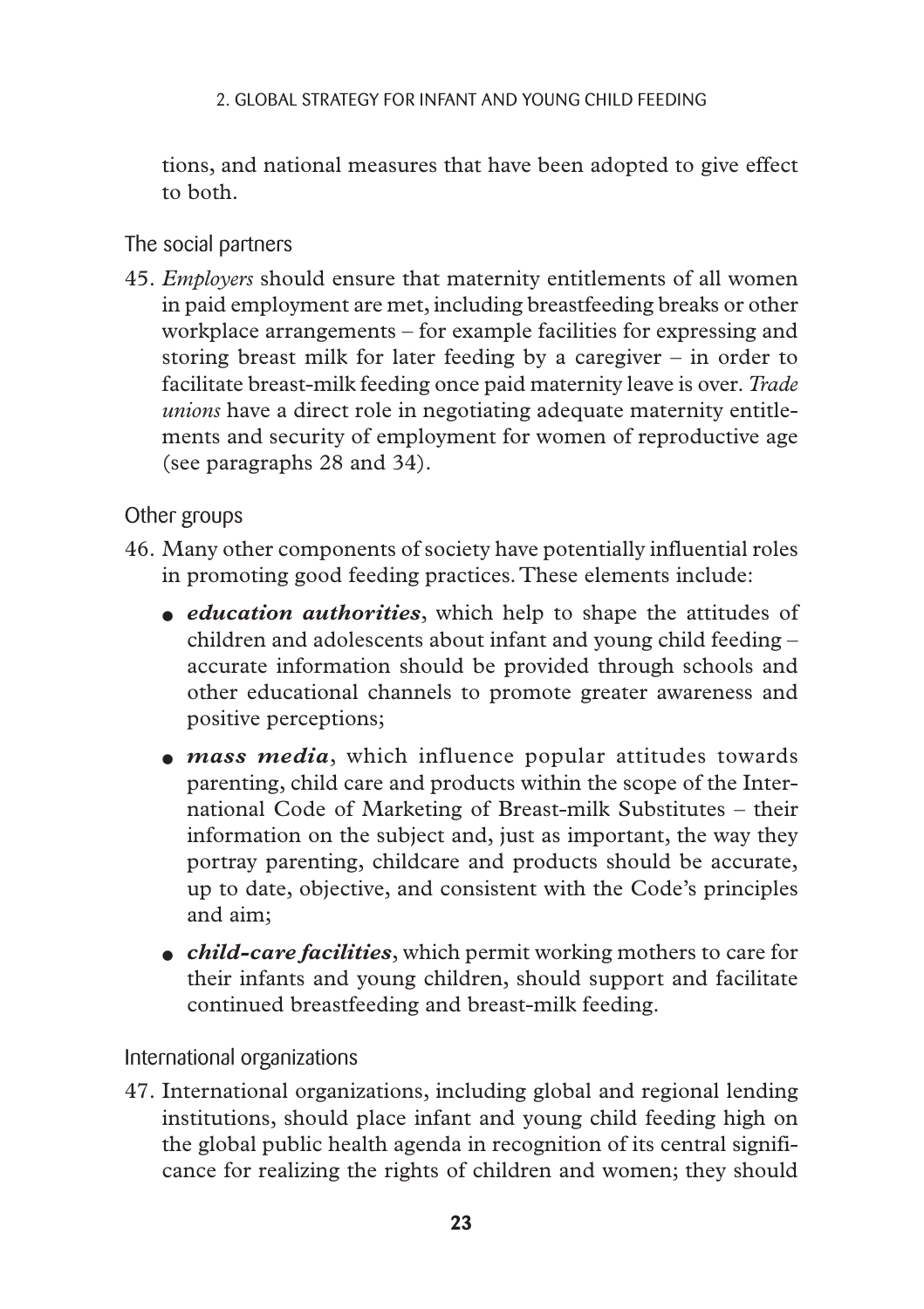tions, and national measures that have been adopted to give effect to both.

### The social partners

45. *Employers* should ensure that maternity entitlements of all women in paid employment are met, including breastfeeding breaks or other workplace arrangements – for example facilities for expressing and storing breast milk for later feeding by a caregiver – in order to facilitate breast-milk feeding once paid maternity leave is over. *Trade unions* have a direct role in negotiating adequate maternity entitlements and security of employment for women of reproductive age (see paragraphs 28 and 34).

### Other groups

46. Many other components of society have potentially influential roles in promoting good feeding practices. These elements include:

    - ***education authorities***, which help to shape the attitudes of children and adolescents about infant and young child feeding – accurate information should be provided through schools and other educational channels to promote greater awareness and positive perceptions;
    - ***mass media***, which influence popular attitudes towards parenting, child care and products within the scope of the International Code of Marketing of Breast-milk Substitutes – their information on the subject and, just as important, the way they portray parenting, childcare and products should be accurate, up to date, objective, and consistent with the Code's principles and aim;
    - ***child-care facilities***, which permit working mothers to care for their infants and young children, should support and facilitate continued breastfeeding and breast-milk feeding.

### International organizations

47. International organizations, including global and regional lending institutions, should place infant and young child feeding high on the global public health agenda in recognition of its central significance for realizing the rights of children and women; they should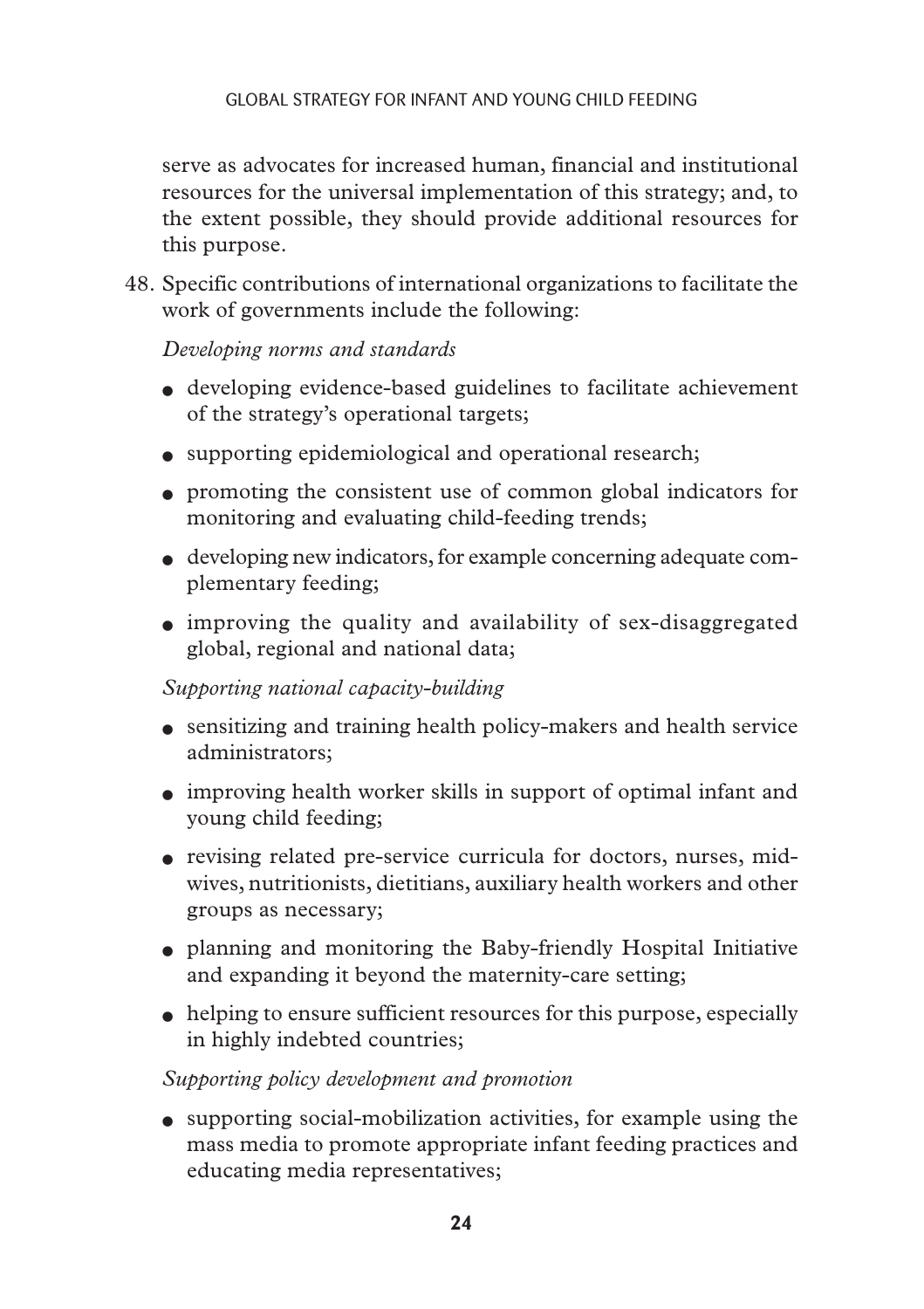serve as advocates for increased human, financial and institutional resources for the universal implementation of this strategy; and, to the extent possible, they should provide additional resources for this purpose.

48. Specific contributions of international organizations to facilitate the work of governments include the following:

    *Developing norms and standards*

    - developing evidence-based guidelines to facilitate achievement of the strategy's operational targets;
    - supporting epidemiological and operational research;
    - promoting the consistent use of common global indicators for monitoring and evaluating child-feeding trends;
    - developing new indicators, for example concerning adequate complementary feeding;
    - improving the quality and availability of sex-disaggregated global, regional and national data;

    *Supporting national capacity-building*

    - sensitizing and training health policy-makers and health service administrators;
    - improving health worker skills in support of optimal infant and young child feeding;
    - revising related pre-service curricula for doctors, nurses, midwives, nutritionists, dietitians, auxiliary health workers and other groups as necessary;
    - planning and monitoring the Baby-friendly Hospital Initiative and expanding it beyond the maternity-care setting;
    - helping to ensure sufficient resources for this purpose, especially in highly indebted countries;

    *Supporting policy development and promotion*

    - supporting social-mobilization activities, for example using the mass media to promote appropriate infant feeding practices and educating media representatives;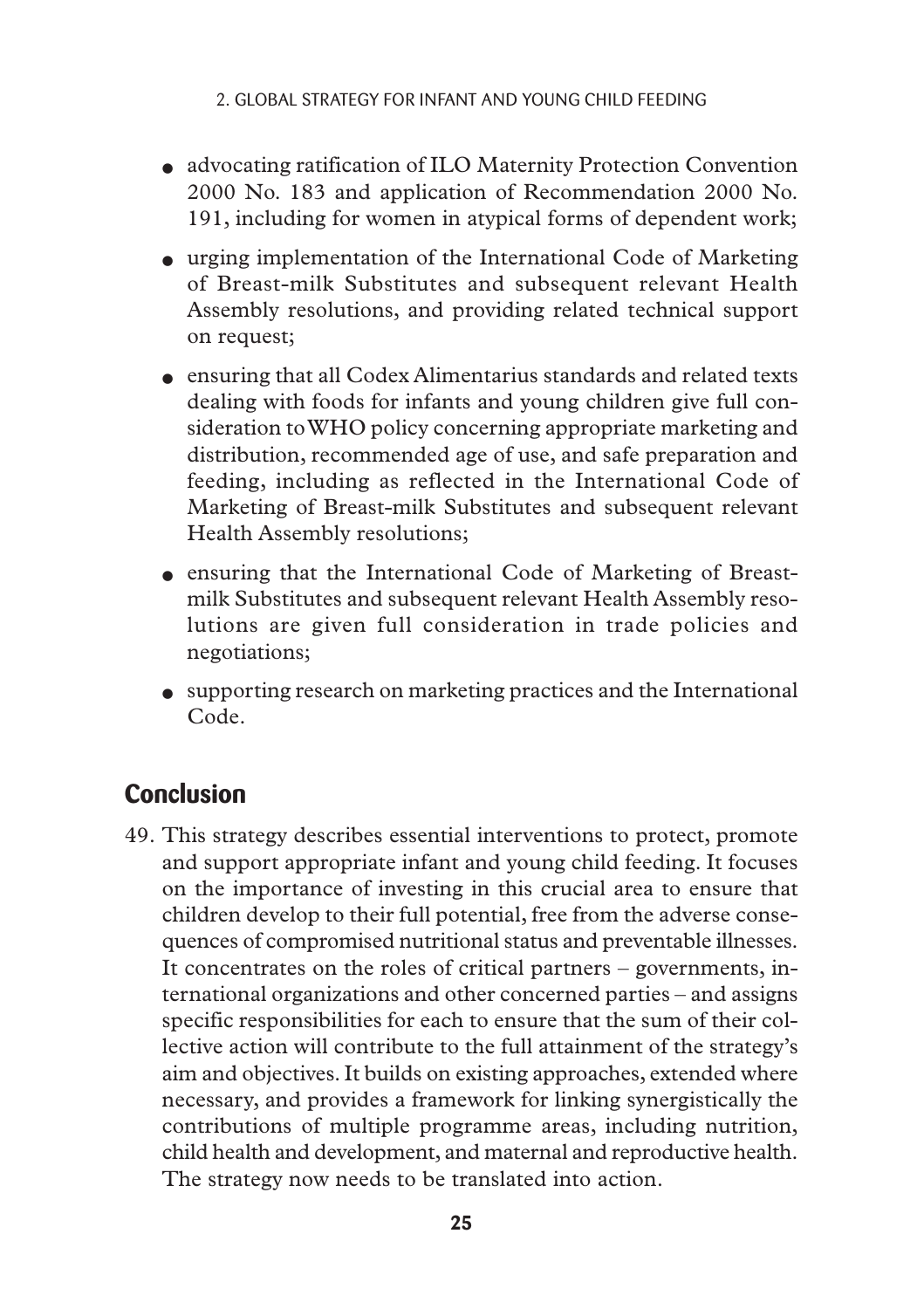- advocating ratification of ILO Maternity Protection Convention 2000 No. 183 and application of Recommendation 2000 No. 191, including for women in atypical forms of dependent work;
- urging implementation of the International Code of Marketing of Breast-milk Substitutes and subsequent relevant Health Assembly resolutions, and providing related technical support on request;
- ensuring that all Codex Alimentarius standards and related texts dealing with foods for infants and young children give full consideration to WHO policy concerning appropriate marketing and distribution, recommended age of use, and safe preparation and feeding, including as reflected in the International Code of Marketing of Breast-milk Substitutes and subsequent relevant Health Assembly resolutions;
- ensuring that the International Code of Marketing of Breast-milk Substitutes and subsequent relevant Health Assembly resolutions are given full consideration in trade policies and negotiations;
- supporting research on marketing practices and the International Code.

## Conclusion

49. This strategy describes essential interventions to protect, promote and support appropriate infant and young child feeding. It focuses on the importance of investing in this crucial area to ensure that children develop to their full potential, free from the adverse consequences of compromised nutritional status and preventable illnesses. It concentrates on the roles of critical partners – governments, international organizations and other concerned parties – and assigns specific responsibilities for each to ensure that the sum of their collective action will contribute to the full attainment of the strategy's aim and objectives. It builds on existing approaches, extended where necessary, and provides a framework for linking synergistically the contributions of multiple programme areas, including nutrition, child health and development, and maternal and reproductive health. The strategy now needs to be translated into action.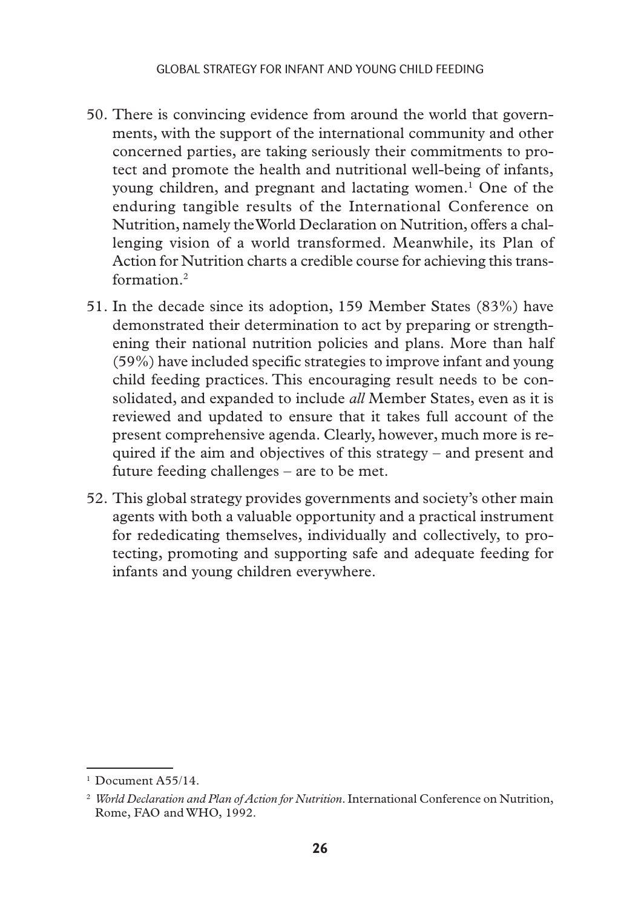50. There is convincing evidence from around the world that governments, with the support of the international community and other concerned parties, are taking seriously their commitments to protect and promote the health and nutritional well-being of infants, young children, and pregnant and lactating women.[1] One of the enduring tangible results of the International Conference on Nutrition, namely the World Declaration on Nutrition, offers a challenging vision of a world transformed. Meanwhile, its Plan of Action for Nutrition charts a credible course for achieving this transformation.[2]

51. In the decade since its adoption, 159 Member States (83%) have demonstrated their determination to act by preparing or strengthening their national nutrition policies and plans. More than half (59%) have included specific strategies to improve infant and young child feeding practices. This encouraging result needs to be consolidated, and expanded to include *all* Member States, even as it is reviewed and updated to ensure that it takes full account of the present comprehensive agenda. Clearly, however, much more is required if the aim and objectives of this strategy – and present and future feeding challenges – are to be met.

52. This global strategy provides governments and society's other main agents with both a valuable opportunity and a practical instrument for rededicating themselves, individually and collectively, to protecting, promoting and supporting safe and adequate feeding for infants and young children everywhere.

---

[1] Document A55/14.

[2] *World Declaration and Plan of Action for Nutrition*. International Conference on Nutrition, Rome, FAO and WHO, 1992.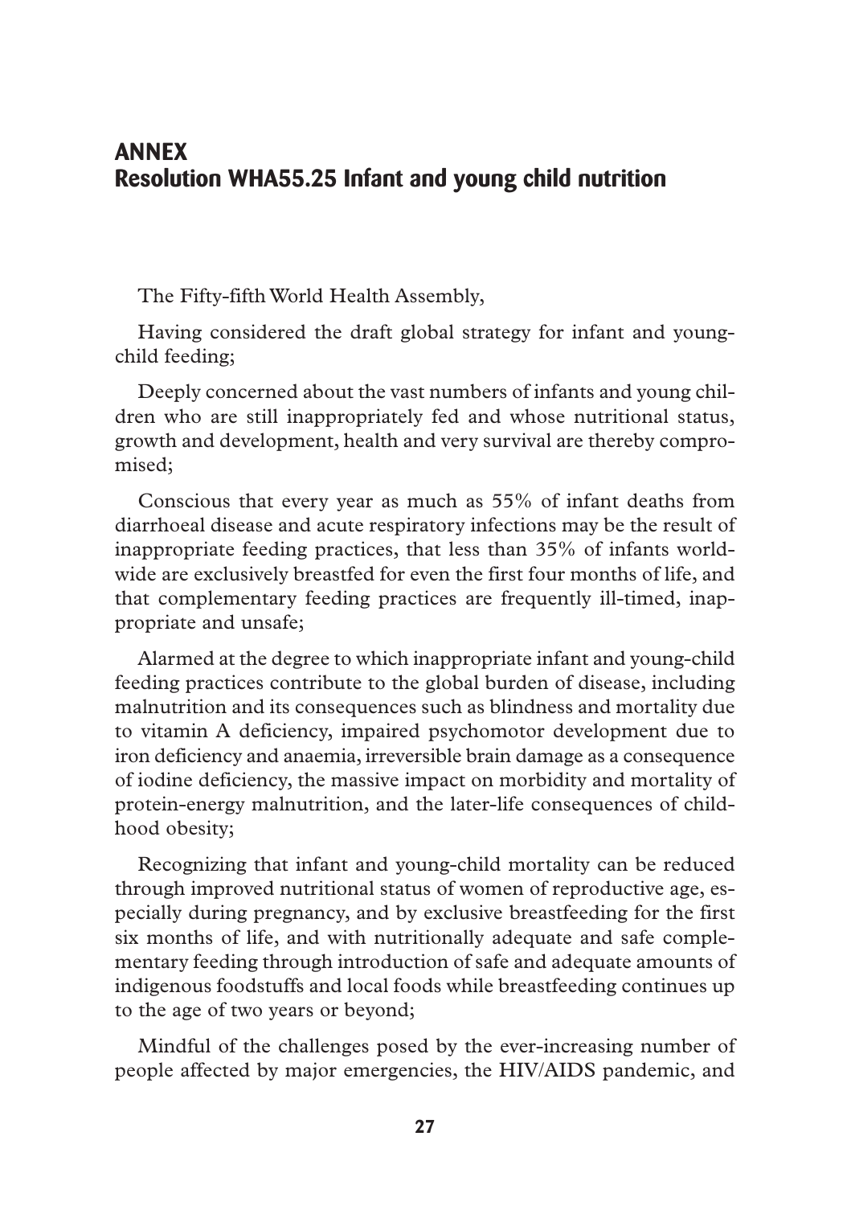## ANNEX
## Resolution WHA55.25 Infant and young child nutrition

The Fifty-fifth World Health Assembly,

Having considered the draft global strategy for infant and young-child feeding;

Deeply concerned about the vast numbers of infants and young children who are still inappropriately fed and whose nutritional status, growth and development, health and very survival are thereby compromised;

Conscious that every year as much as 55% of infant deaths from diarrhoeal disease and acute respiratory infections may be the result of inappropriate feeding practices, that less than 35% of infants worldwide are exclusively breastfed for even the first four months of life, and that complementary feeding practices are frequently ill-timed, inappropriate and unsafe;

Alarmed at the degree to which inappropriate infant and young-child feeding practices contribute to the global burden of disease, including malnutrition and its consequences such as blindness and mortality due to vitamin A deficiency, impaired psychomotor development due to iron deficiency and anaemia, irreversible brain damage as a consequence of iodine deficiency, the massive impact on morbidity and mortality of protein-energy malnutrition, and the later-life consequences of childhood obesity;

Recognizing that infant and young-child mortality can be reduced through improved nutritional status of women of reproductive age, especially during pregnancy, and by exclusive breastfeeding for the first six months of life, and with nutritionally adequate and safe complementary feeding through introduction of safe and adequate amounts of indigenous foodstuffs and local foods while breastfeeding continues up to the age of two years or beyond;

Mindful of the challenges posed by the ever-increasing number of people affected by major emergencies, the HIV/AIDS pandemic, and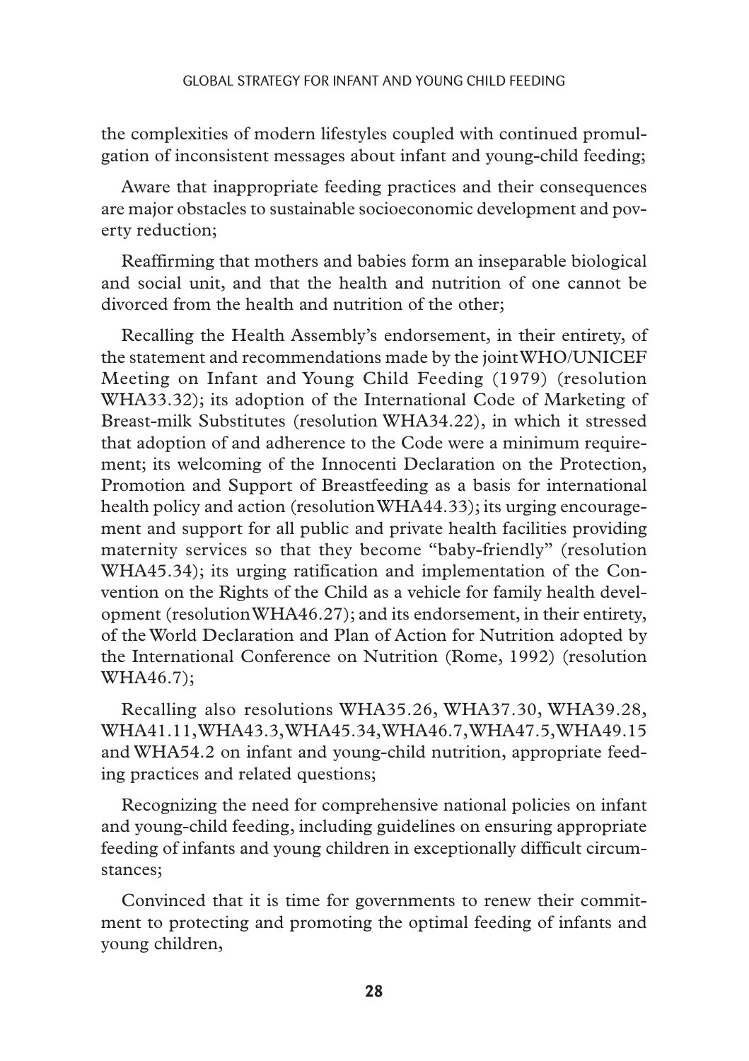the complexities of modern lifestyles coupled with continued promulgation of inconsistent messages about infant and young-child feeding;

Aware that inappropriate feeding practices and their consequences are major obstacles to sustainable socioeconomic development and poverty reduction;

Reaffirming that mothers and babies form an inseparable biological and social unit, and that the health and nutrition of one cannot be divorced from the health and nutrition of the other;

Recalling the Health Assembly's endorsement, in their entirety, of the statement and recommendations made by the joint WHO/UNICEF Meeting on Infant and Young Child Feeding (1979) (resolution WHA33.32); its adoption of the International Code of Marketing of Breast-milk Substitutes (resolution WHA34.22), in which it stressed that adoption of and adherence to the Code were a minimum requirement; its welcoming of the Innocenti Declaration on the Protection, Promotion and Support of Breastfeeding as a basis for international health policy and action (resolution WHA44.33); its urging encouragement and support for all public and private health facilities providing maternity services so that they become "baby-friendly" (resolution WHA45.34); its urging ratification and implementation of the Convention on the Rights of the Child as a vehicle for family health development (resolution WHA46.27); and its endorsement, in their entirety, of the World Declaration and Plan of Action for Nutrition adopted by the International Conference on Nutrition (Rome, 1992) (resolution WHA46.7);

Recalling also resolutions WHA35.26, WHA37.30, WHA39.28, WHA41.11, WHA43.3, WHA45.34, WHA46.7, WHA47.5, WHA49.15 and WHA54.2 on infant and young-child nutrition, appropriate feeding practices and related questions;

Recognizing the need for comprehensive national policies on infant and young-child feeding, including guidelines on ensuring appropriate feeding of infants and young children in exceptionally difficult circumstances;

Convinced that it is time for governments to renew their commitment to protecting and promoting the optimal feeding of infants and young children,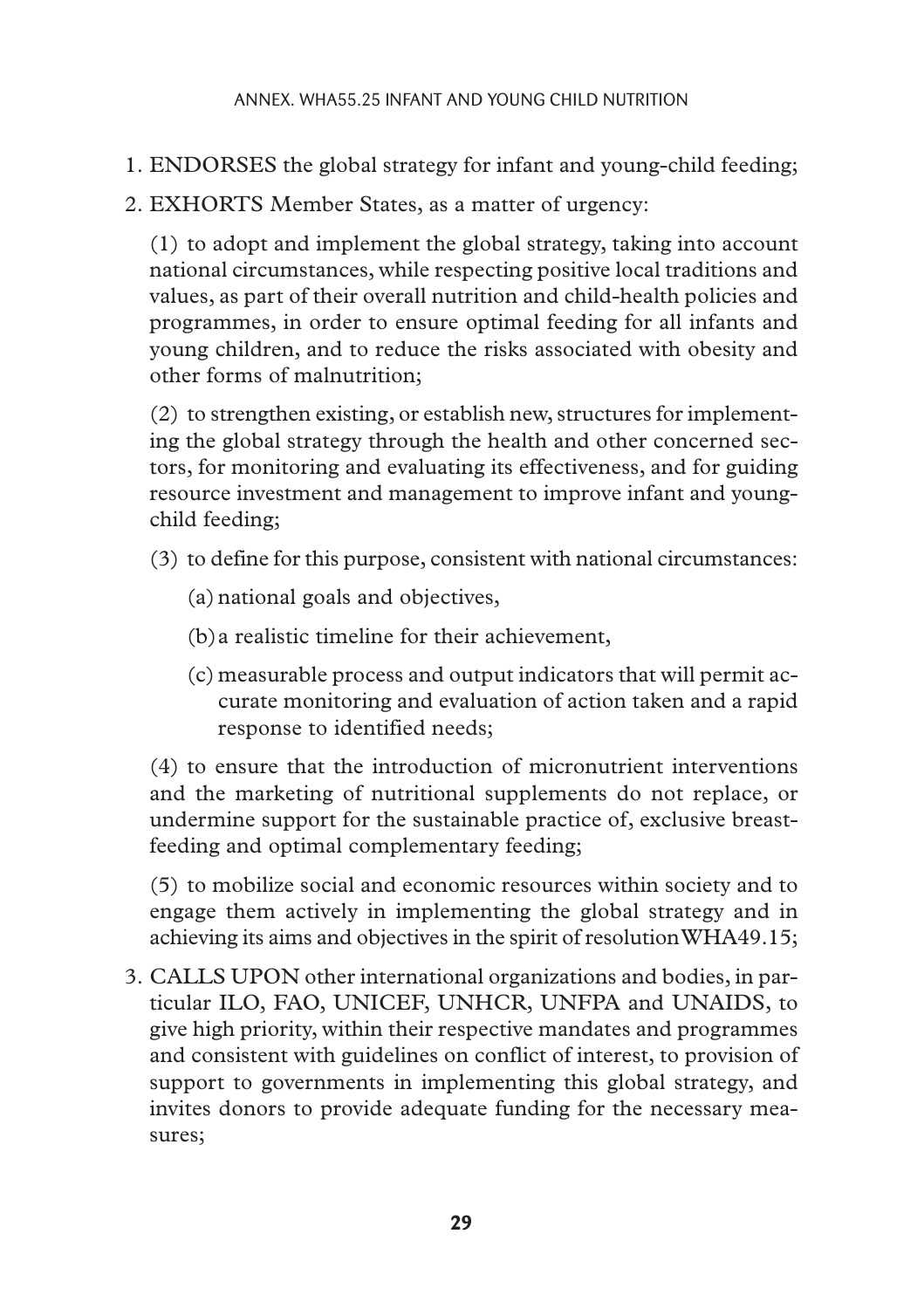1. ENDORSES the global strategy for infant and young-child feeding;
2. EXHORTS Member States, as a matter of urgency:

   (1) to adopt and implement the global strategy, taking into account national circumstances, while respecting positive local traditions and values, as part of their overall nutrition and child-health policies and programmes, in order to ensure optimal feeding for all infants and young children, and to reduce the risks associated with obesity and other forms of malnutrition;

   (2) to strengthen existing, or establish new, structures for implementing the global strategy through the health and other concerned sectors, for monitoring and evaluating its effectiveness, and for guiding resource investment and management to improve infant and young-child feeding;

   (3) to define for this purpose, consistent with national circumstances:

   (a) national goals and objectives,

   (b) a realistic timeline for their achievement,

   (c) measurable process and output indicators that will permit accurate monitoring and evaluation of action taken and a rapid response to identified needs;

   (4) to ensure that the introduction of micronutrient interventions and the marketing of nutritional supplements do not replace, or undermine support for the sustainable practice of, exclusive breastfeeding and optimal complementary feeding;

   (5) to mobilize social and economic resources within society and to engage them actively in implementing the global strategy and in achieving its aims and objectives in the spirit of resolution WHA49.15;

3. CALLS UPON other international organizations and bodies, in particular ILO, FAO, UNICEF, UNHCR, UNFPA and UNAIDS, to give high priority, within their respective mandates and programmes and consistent with guidelines on conflict of interest, to provision of support to governments in implementing this global strategy, and invites donors to provide adequate funding for the necessary measures;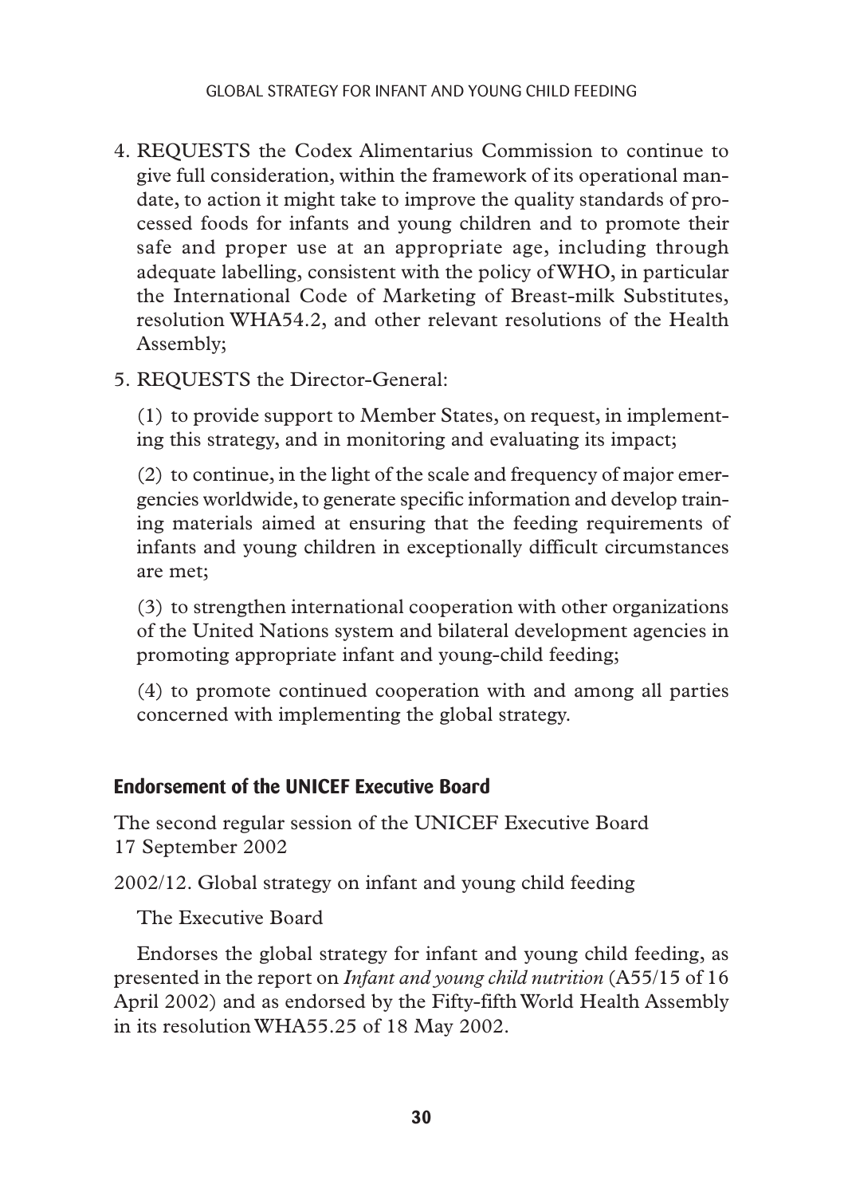4. REQUESTS the Codex Alimentarius Commission to continue to give full consideration, within the framework of its operational mandate, to action it might take to improve the quality standards of processed foods for infants and young children and to promote their safe and proper use at an appropriate age, including through adequate labelling, consistent with the policy of WHO, in particular the International Code of Marketing of Breast-milk Substitutes, resolution WHA54.2, and other relevant resolutions of the Health Assembly;

5. REQUESTS the Director-General:

(1) to provide support to Member States, on request, in implementing this strategy, and in monitoring and evaluating its impact;

(2) to continue, in the light of the scale and frequency of major emergencies worldwide, to generate specific information and develop training materials aimed at ensuring that the feeding requirements of infants and young children in exceptionally difficult circumstances are met;

(3) to strengthen international cooperation with other organizations of the United Nations system and bilateral development agencies in promoting appropriate infant and young-child feeding;

(4) to promote continued cooperation with and among all parties concerned with implementing the global strategy.

## Endorsement of the UNICEF Executive Board

The second regular session of the UNICEF Executive Board
17 September 2002

2002/12. Global strategy on infant and young child feeding

The Executive Board

Endorses the global strategy for infant and young child feeding, as presented in the report on *Infant and young child nutrition* (A55/15 of 16 April 2002) and as endorsed by the Fifty-fifth World Health Assembly in its resolution WHA55.25 of 18 May 2002.